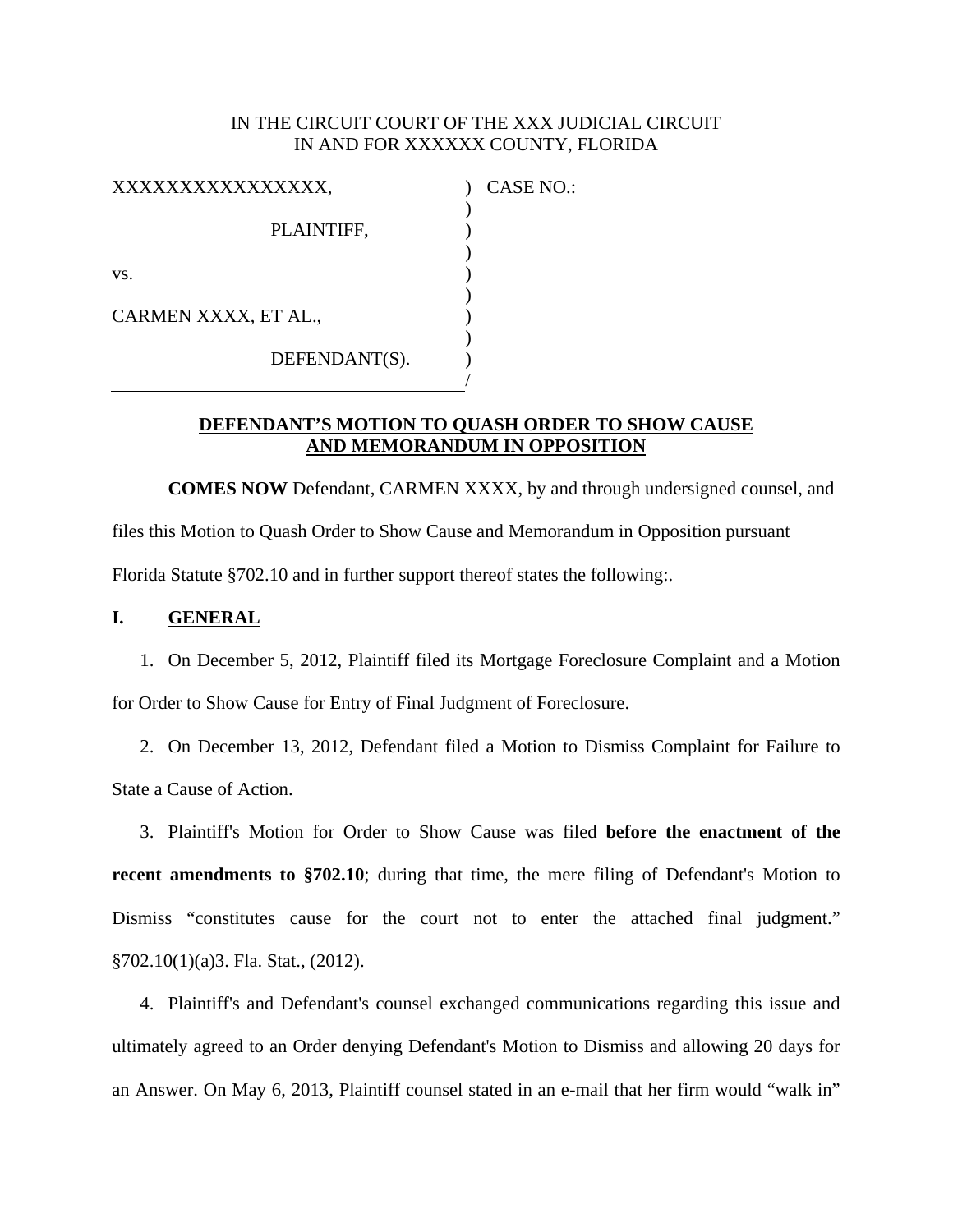IN THE CIRCUIT COURT OF THE XXX JUDICIAL CIRCUIT
IN AND FOR XXXXXX COUNTY, FLORIDA

XXXXXXXXXXXXXXXX, ) CASE NO.:
)
PLAINTIFF, )
)
vs. )
)
CARMEN XXXX, ET AL., )
)
DEFENDANT(S). )
/

**DEFENDANT'S MOTION TO QUASH ORDER TO SHOW CAUSE AND MEMORANDUM IN OPPOSITION**

**COMES NOW** Defendant, CARMEN XXXX, by and through undersigned counsel, and files this Motion to Quash Order to Show Cause and Memorandum in Opposition pursuant Florida Statute §702.10 and in further support thereof states the following:.

## I. GENERAL

1. On December 5, 2012, Plaintiff filed its Mortgage Foreclosure Complaint and a Motion for Order to Show Cause for Entry of Final Judgment of Foreclosure.

2. On December 13, 2012, Defendant filed a Motion to Dismiss Complaint for Failure to State a Cause of Action.

3. Plaintiff's Motion for Order to Show Cause was filed **before the enactment of the recent amendments to §702.10**; during that time, the mere filing of Defendant's Motion to Dismiss "constitutes cause for the court not to enter the attached final judgment." §702.10(1)(a)3. Fla. Stat., (2012).

4. Plaintiff's and Defendant's counsel exchanged communications regarding this issue and ultimately agreed to an Order denying Defendant's Motion to Dismiss and allowing 20 days for an Answer. On May 6, 2013, Plaintiff counsel stated in an e-mail that her firm would "walk in"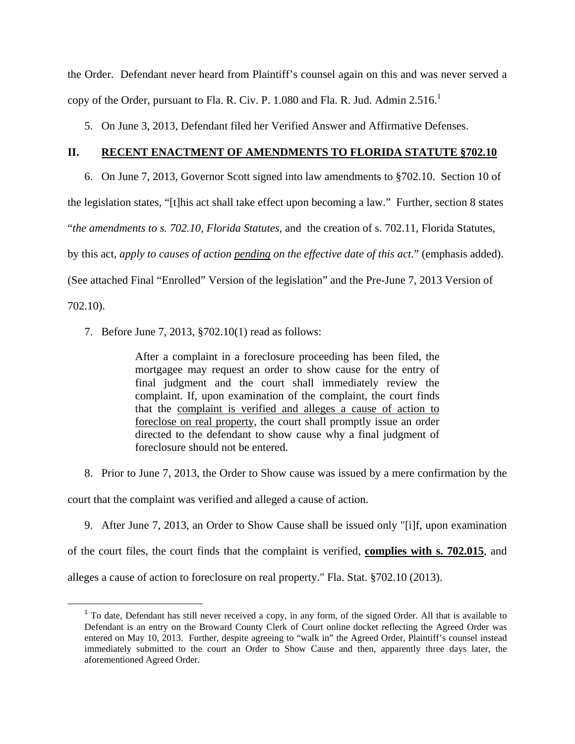the Order. Defendant never heard from Plaintiff's counsel again on this and was never served a copy of the Order, pursuant to Fla. R. Civ. P. 1.080 and Fla. R. Jud. Admin 2.516.[1]

5. On June 3, 2013, Defendant filed her Verified Answer and Affirmative Defenses.

## II. RECENT ENACTMENT OF AMENDMENTS TO FLORIDA STATUTE §702.10

6. On June 7, 2013, Governor Scott signed into law amendments to §702.10. Section 10 of the legislation states, "[t]his act shall take effect upon becoming a law." Further, section 8 states "*the amendments to s. 702.10, Florida Statutes*, and the creation of s. 702.11, Florida Statutes, by this act, *apply to causes of action pending on the effective date of this act*." (emphasis added). (See attached Final "Enrolled" Version of the legislation" and the Pre-June 7, 2013 Version of 702.10).

7. Before June 7, 2013, §702.10(1) read as follows:

> After a complaint in a foreclosure proceeding has been filed, the mortgagee may request an order to show cause for the entry of final judgment and the court shall immediately review the complaint. If, upon examination of the complaint, the court finds that the complaint is verified and alleges a cause of action to foreclose on real property, the court shall promptly issue an order directed to the defendant to show cause why a final judgment of foreclosure should not be entered.

8. Prior to June 7, 2013, the Order to Show cause was issued by a mere confirmation by the court that the complaint was verified and alleged a cause of action.

9. After June 7, 2013, an Order to Show Cause shall be issued only "[i]f, upon examination of the court files, the court finds that the complaint is verified, **complies with s. 702.015**, and alleges a cause of action to foreclosure on real property." Fla. Stat. §702.10 (2013).

[1] To date, Defendant has still never received a copy, in any form, of the signed Order. All that is available to Defendant is an entry on the Broward County Clerk of Court online docket reflecting the Agreed Order was entered on May 10, 2013. Further, despite agreeing to "walk in" the Agreed Order, Plaintiff's counsel instead immediately submitted to the court an Order to Show Cause and then, apparently three days later, the aforementioned Agreed Order.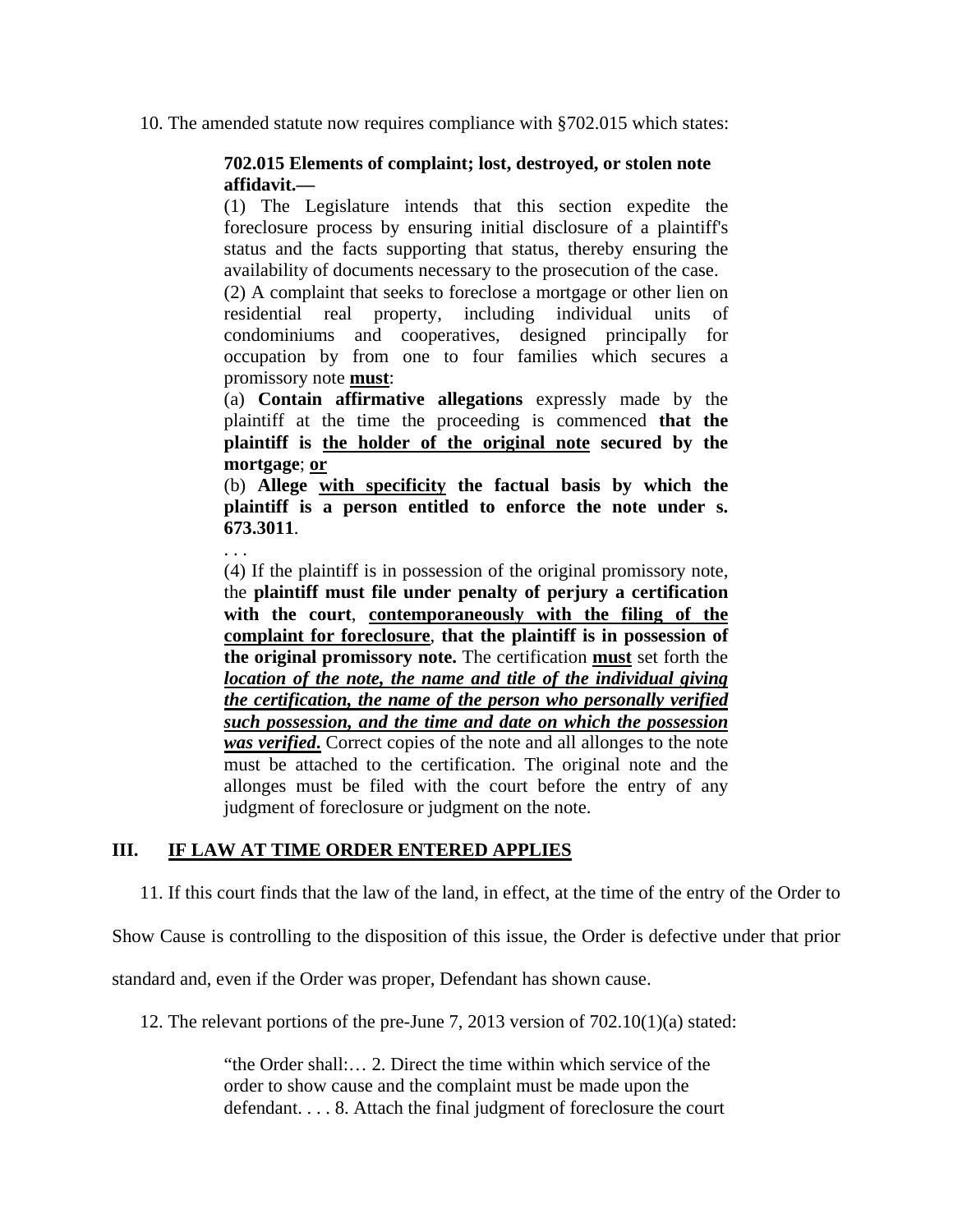10. The amended statute now requires compliance with §702.015 which states:

> **702.015 Elements of complaint; lost, destroyed, or stolen note affidavit.—**
>
> (1) The Legislature intends that this section expedite the foreclosure process by ensuring initial disclosure of a plaintiff's status and the facts supporting that status, thereby ensuring the availability of documents necessary to the prosecution of the case.
>
> (2) A complaint that seeks to foreclose a mortgage or other lien on residential real property, including individual units of condominiums and cooperatives, designed principally for occupation by from one to four families which secures a promissory note <u>**must**</u>:
>
> (a) **Contain affirmative allegations** expressly made by the plaintiff at the time the proceeding is commenced **that the plaintiff is <u>the holder of the original note</u> secured by the mortgage**; <u>**or**</u>
>
> (b) **Allege <u>with specificity</u> the factual basis by which the plaintiff is a person entitled to enforce the note under s. 673.3011**.
>
> . . .
>
> (4) If the plaintiff is in possession of the original promissory note, the **plaintiff must file under penalty of perjury a certification with the court**, <u>**contemporaneously with the filing of the complaint for foreclosure**</u>, **that the plaintiff is in possession of the original promissory note.** The certification <u>**must**</u> set forth the ***<u>location of the note, the name and title of the individual giving the certification, the name of the person who personally verified such possession, and the time and date on which the possession was verified</u>*.** Correct copies of the note and all allonges to the note must be attached to the certification. The original note and the allonges must be filed with the court before the entry of any judgment of foreclosure or judgment on the note.

## III. <u>IF LAW AT TIME ORDER ENTERED APPLIES</u>

11. If this court finds that the law of the land, in effect, at the time of the entry of the Order to Show Cause is controlling to the disposition of this issue, the Order is defective under that prior standard and, even if the Order was proper, Defendant has shown cause.

12. The relevant portions of the pre-June 7, 2013 version of 702.10(1)(a) stated:

> "the Order shall:… 2. Direct the time within which service of the order to show cause and the complaint must be made upon the defendant. . . . 8. Attach the final judgment of foreclosure the court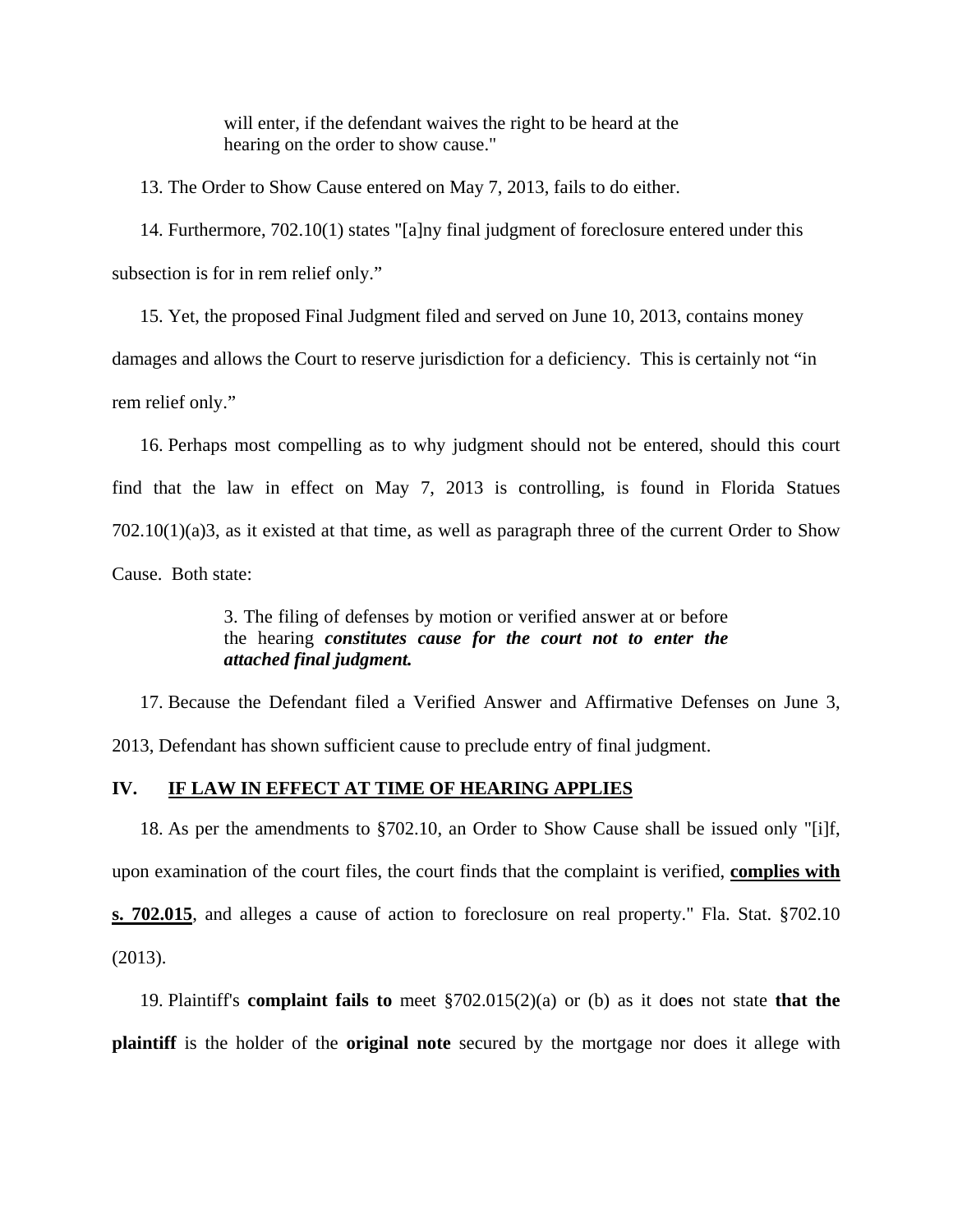> will enter, if the defendant waives the right to be heard at the hearing on the order to show cause."

13. The Order to Show Cause entered on May 7, 2013, fails to do either.

14. Furthermore, 702.10(1) states "[a]ny final judgment of foreclosure entered under this subsection is for in rem relief only."

15. Yet, the proposed Final Judgment filed and served on June 10, 2013, contains money damages and allows the Court to reserve jurisdiction for a deficiency. This is certainly not "in rem relief only."

16. Perhaps most compelling as to why judgment should not be entered, should this court find that the law in effect on May 7, 2013 is controlling, is found in Florida Statues 702.10(1)(a)3, as it existed at that time, as well as paragraph three of the current Order to Show Cause. Both state:

> 3. The filing of defenses by motion or verified answer at or before the hearing ***constitutes cause for the court not to enter the attached final judgment.***

17. Because the Defendant filed a Verified Answer and Affirmative Defenses on June 3, 2013, Defendant has shown sufficient cause to preclude entry of final judgment.

## IV. <u>IF LAW IN EFFECT AT TIME OF HEARING APPLIES</u>

18. As per the amendments to §702.10, an Order to Show Cause shall be issued only "[i]f, upon examination of the court files, the court finds that the complaint is verified, <u>**complies with s. 702.015**</u>, and alleges a cause of action to foreclosure on real property." Fla. Stat. §702.10 (2013).

19. Plaintiff's **complaint fails to** meet §702.015(2)(a) or (b) as it do**e**s not state **that the plaintiff** is the holder of the **original note** secured by the mortgage nor does it allege with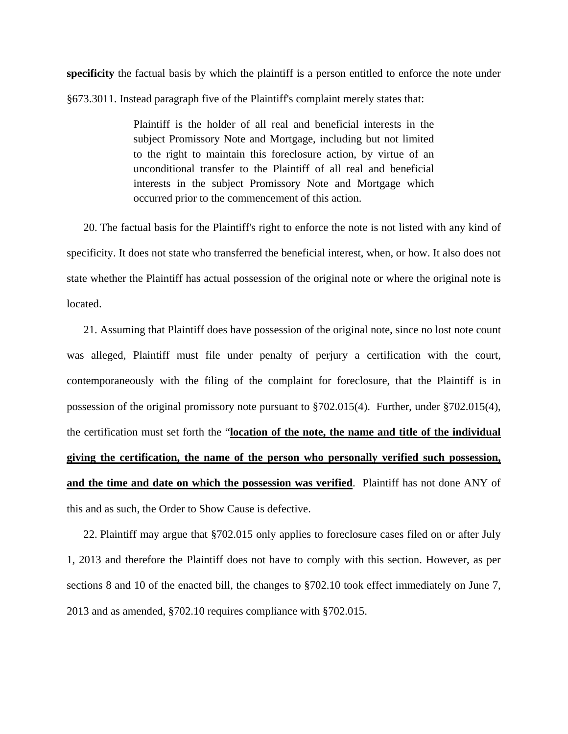**specificity** the factual basis by which the plaintiff is a person entitled to enforce the note under §673.3011. Instead paragraph five of the Plaintiff's complaint merely states that:

> Plaintiff is the holder of all real and beneficial interests in the subject Promissory Note and Mortgage, including but not limited to the right to maintain this foreclosure action, by virtue of an unconditional transfer to the Plaintiff of all real and beneficial interests in the subject Promissory Note and Mortgage which occurred prior to the commencement of this action.

20. The factual basis for the Plaintiff's right to enforce the note is not listed with any kind of specificity. It does not state who transferred the beneficial interest, when, or how. It also does not state whether the Plaintiff has actual possession of the original note or where the original note is located.

21. Assuming that Plaintiff does have possession of the original note, since no lost note count was alleged, Plaintiff must file under penalty of perjury a certification with the court, contemporaneously with the filing of the complaint for foreclosure, that the Plaintiff is in possession of the original promissory note pursuant to §702.015(4). Further, under §702.015(4), the certification must set forth the "<u>**location of the note, the name and title of the individual giving the certification, the name of the person who personally verified such possession, and the time and date on which the possession was verified**</u>. Plaintiff has not done ANY of this and as such, the Order to Show Cause is defective.

22. Plaintiff may argue that §702.015 only applies to foreclosure cases filed on or after July 1, 2013 and therefore the Plaintiff does not have to comply with this section. However, as per sections 8 and 10 of the enacted bill, the changes to §702.10 took effect immediately on June 7, 2013 and as amended, §702.10 requires compliance with §702.015.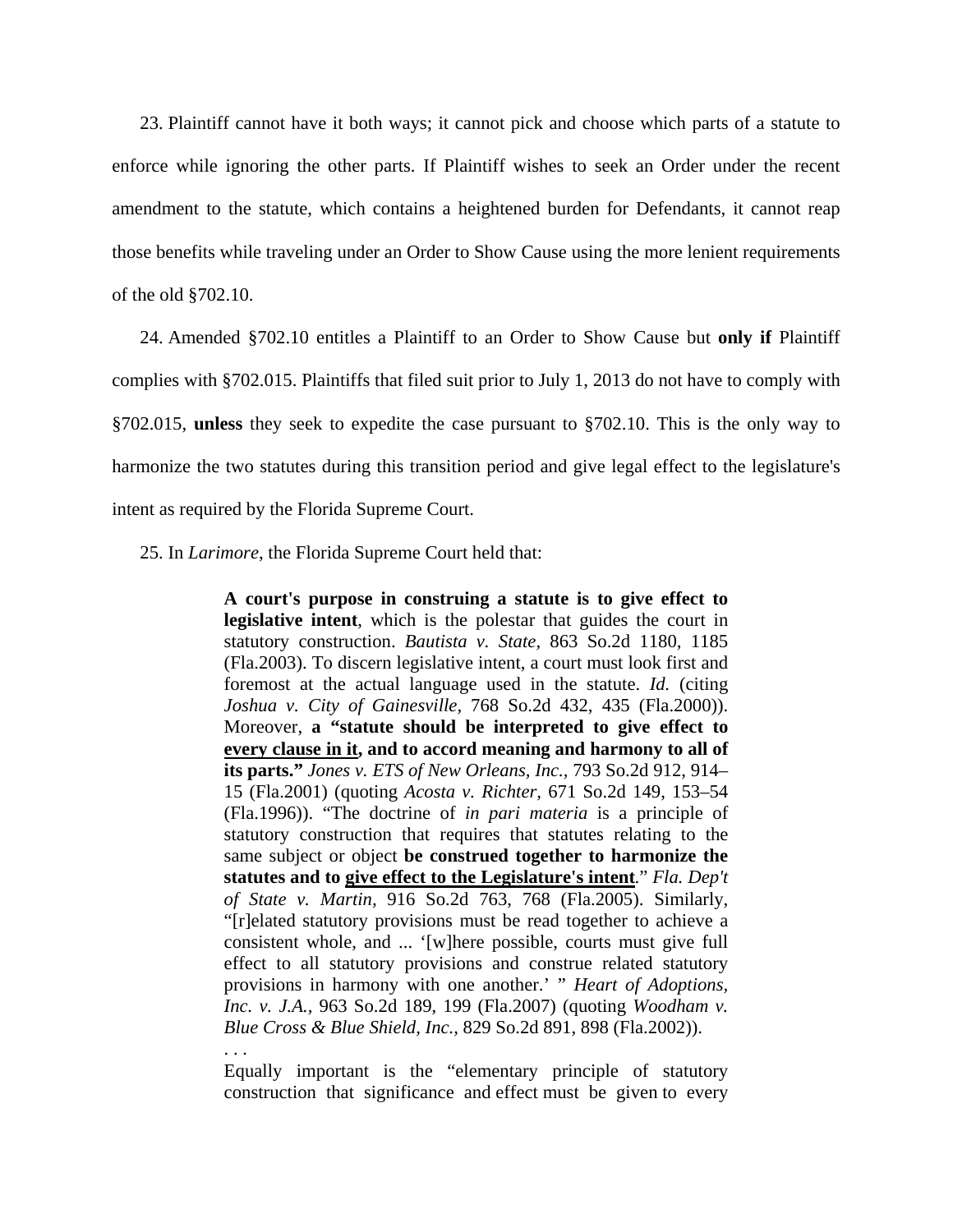23. Plaintiff cannot have it both ways; it cannot pick and choose which parts of a statute to enforce while ignoring the other parts. If Plaintiff wishes to seek an Order under the recent amendment to the statute, which contains a heightened burden for Defendants, it cannot reap those benefits while traveling under an Order to Show Cause using the more lenient requirements of the old §702.10.

24. Amended §702.10 entitles a Plaintiff to an Order to Show Cause but **only if** Plaintiff complies with §702.015. Plaintiffs that filed suit prior to July 1, 2013 do not have to comply with §702.015, **unless** they seek to expedite the case pursuant to §702.10. This is the only way to harmonize the two statutes during this transition period and give legal effect to the legislature's intent as required by the Florida Supreme Court.

25. In *Larimore*, the Florida Supreme Court held that:

> **A court's purpose in construing a statute is to give effect to legislative intent**, which is the polestar that guides the court in statutory construction. *Bautista v. State,* 863 So.2d 1180, 1185 (Fla.2003). To discern legislative intent, a court must look first and foremost at the actual language used in the statute. *Id.* (citing *Joshua v. City of Gainesville,* 768 So.2d 432, 435 (Fla.2000)). Moreover, **a "statute should be interpreted to give effect to <u>every clause in it</u>, and to accord meaning and harmony to all of its parts."** *Jones v. ETS of New Orleans, Inc.,* 793 So.2d 912, 914–15 (Fla.2001) (quoting *Acosta v. Richter,* 671 So.2d 149, 153–54 (Fla.1996)). "The doctrine of *in pari materia* is a principle of statutory construction that requires that statutes relating to the same subject or object **be construed together to harmonize the statutes and to <u>give effect to the Legislature's intent</u>**." *Fla. Dep't of State v. Martin,* 916 So.2d 763, 768 (Fla.2005). Similarly, "[r]elated statutory provisions must be read together to achieve a consistent whole, and ... '[w]here possible, courts must give full effect to all statutory provisions and construe related statutory provisions in harmony with one another.' " *Heart of Adoptions, Inc. v. J.A.,* 963 So.2d 189, 199 (Fla.2007) (quoting *Woodham v. Blue Cross & Blue Shield, Inc.,* 829 So.2d 891, 898 (Fla.2002)).
>
> . . .
>
> Equally important is the "elementary principle of statutory construction that significance and effect must be given to every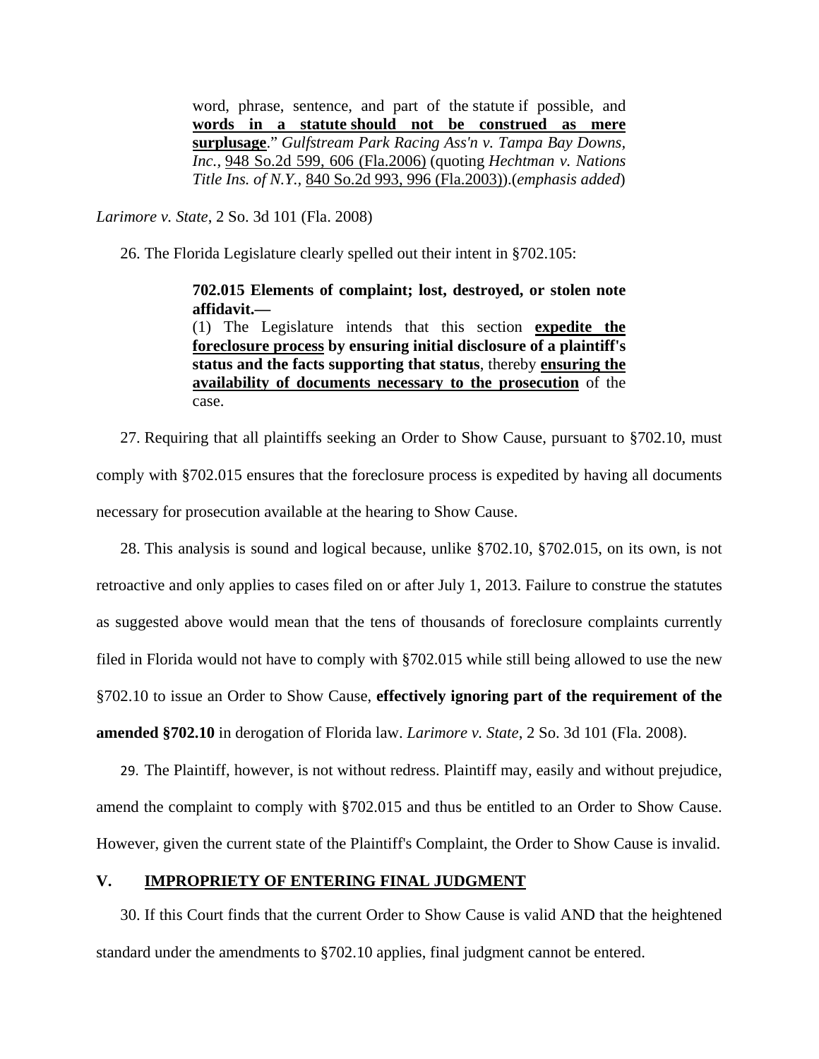> word, phrase, sentence, and part of the statute if possible, and **words in a statute should not be construed as mere surplusage**." *Gulfstream Park Racing Ass'n v. Tampa Bay Downs, Inc.*, 948 So.2d 599, 606 (Fla.2006) (quoting *Hechtman v. Nations Title Ins. of N.Y.*, 840 So.2d 993, 996 (Fla.2003)).(*emphasis added*)

*Larimore v. State*, 2 So. 3d 101 (Fla. 2008)

26. The Florida Legislature clearly spelled out their intent in §702.105:

> **702.015 Elements of complaint; lost, destroyed, or stolen note affidavit.—**
> (1) The Legislature intends that this section **expedite the foreclosure process by ensuring initial disclosure of a plaintiff's status and the facts supporting that status**, thereby **ensuring the availability of documents necessary to the prosecution** of the case.

27. Requiring that all plaintiffs seeking an Order to Show Cause, pursuant to §702.10, must comply with §702.015 ensures that the foreclosure process is expedited by having all documents necessary for prosecution available at the hearing to Show Cause.

28. This analysis is sound and logical because, unlike §702.10, §702.015, on its own, is not retroactive and only applies to cases filed on or after July 1, 2013. Failure to construe the statutes as suggested above would mean that the tens of thousands of foreclosure complaints currently filed in Florida would not have to comply with §702.015 while still being allowed to use the new §702.10 to issue an Order to Show Cause, **effectively ignoring part of the requirement of the amended §702.10** in derogation of Florida law. *Larimore v. State*, 2 So. 3d 101 (Fla. 2008).

29. The Plaintiff, however, is not without redress. Plaintiff may, easily and without prejudice, amend the complaint to comply with §702.015 and thus be entitled to an Order to Show Cause. However, given the current state of the Plaintiff's Complaint, the Order to Show Cause is invalid.

## V. IMPROPRIETY OF ENTERING FINAL JUDGMENT

30. If this Court finds that the current Order to Show Cause is valid AND that the heightened standard under the amendments to §702.10 applies, final judgment cannot be entered.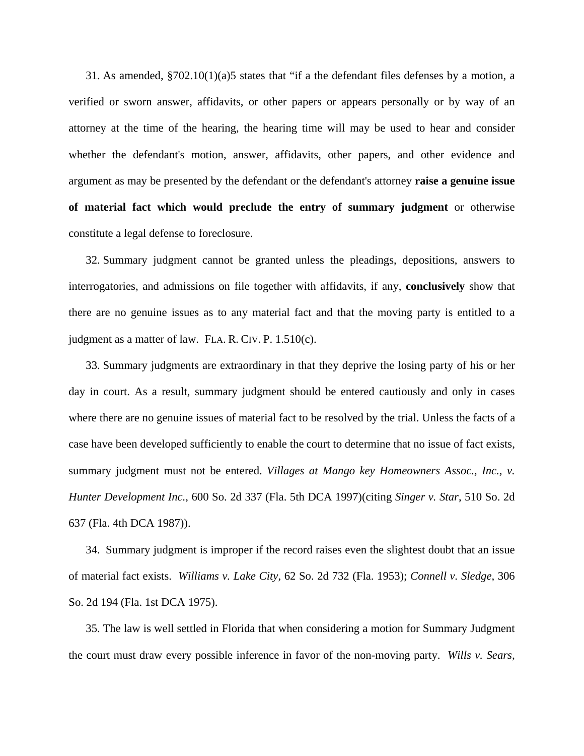31. As amended, §702.10(1)(a)5 states that "if a the defendant files defenses by a motion, a verified or sworn answer, affidavits, or other papers or appears personally or by way of an attorney at the time of the hearing, the hearing time will may be used to hear and consider whether the defendant's motion, answer, affidavits, other papers, and other evidence and argument as may be presented by the defendant or the defendant's attorney **raise a genuine issue of material fact which would preclude the entry of summary judgment** or otherwise constitute a legal defense to foreclosure.

32. Summary judgment cannot be granted unless the pleadings, depositions, answers to interrogatories, and admissions on file together with affidavits, if any, **conclusively** show that there are no genuine issues as to any material fact and that the moving party is entitled to a judgment as a matter of law. FLA. R. CIV. P. 1.510(c).

33. Summary judgments are extraordinary in that they deprive the losing party of his or her day in court. As a result, summary judgment should be entered cautiously and only in cases where there are no genuine issues of material fact to be resolved by the trial. Unless the facts of a case have been developed sufficiently to enable the court to determine that no issue of fact exists, summary judgment must not be entered. *Villages at Mango key Homeowners Assoc., Inc., v. Hunter Development Inc.*, 600 So. 2d 337 (Fla. 5th DCA 1997)(citing *Singer v. Star*, 510 So. 2d 637 (Fla. 4th DCA 1987)).

34. Summary judgment is improper if the record raises even the slightest doubt that an issue of material fact exists. *Williams v. Lake City*, 62 So. 2d 732 (Fla. 1953); *Connell v. Sledge*, 306 So. 2d 194 (Fla. 1st DCA 1975).

35. The law is well settled in Florida that when considering a motion for Summary Judgment the court must draw every possible inference in favor of the non-moving party. *Wills v. Sears*,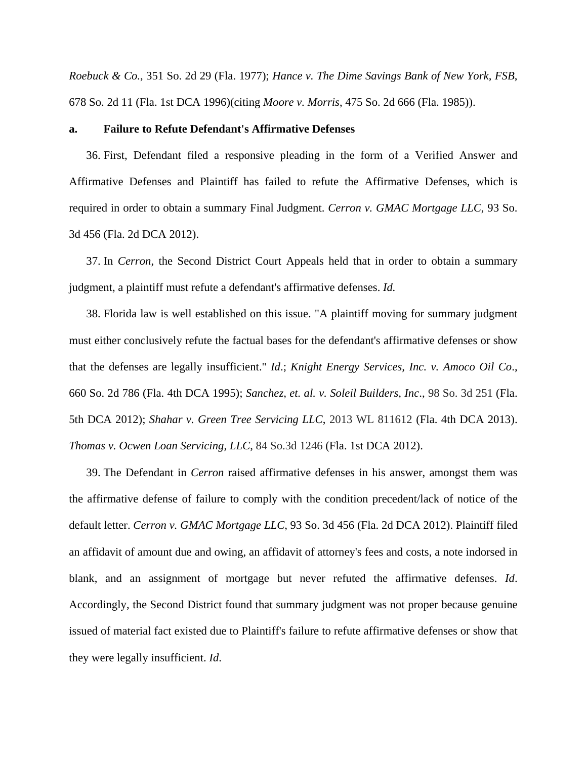*Roebuck & Co.*, 351 So. 2d 29 (Fla. 1977); *Hance v. The Dime Savings Bank of New York, FSB*, 678 So. 2d 11 (Fla. 1st DCA 1996)(citing *Moore v. Morris*, 475 So. 2d 666 (Fla. 1985)).

**a. Failure to Refute Defendant's Affirmative Defenses**

36. First, Defendant filed a responsive pleading in the form of a Verified Answer and Affirmative Defenses and Plaintiff has failed to refute the Affirmative Defenses, which is required in order to obtain a summary Final Judgment. *Cerron v. GMAC Mortgage LLC*, 93 So. 3d 456 (Fla. 2d DCA 2012).

37. In *Cerron*, the Second District Court Appeals held that in order to obtain a summary judgment, a plaintiff must refute a defendant's affirmative defenses. *Id.*

38. Florida law is well established on this issue. "A plaintiff moving for summary judgment must either conclusively refute the factual bases for the defendant's affirmative defenses or show that the defenses are legally insufficient." *Id*.; *Knight Energy Services, Inc. v. Amoco Oil Co*., 660 So. 2d 786 (Fla. 4th DCA 1995); *Sanchez, et. al. v. Soleil Builders, Inc*., 98 So. 3d 251 (Fla. 5th DCA 2012); *Shahar v. Green Tree Servicing LLC*, 2013 WL 811612 (Fla. 4th DCA 2013). *Thomas v. Ocwen Loan Servicing, LLC*, 84 So.3d 1246 (Fla. 1st DCA 2012).

39. The Defendant in *Cerron* raised affirmative defenses in his answer, amongst them was the affirmative defense of failure to comply with the condition precedent/lack of notice of the default letter. *Cerron v. GMAC Mortgage LLC*, 93 So. 3d 456 (Fla. 2d DCA 2012). Plaintiff filed an affidavit of amount due and owing, an affidavit of attorney's fees and costs, a note indorsed in blank, and an assignment of mortgage but never refuted the affirmative defenses. *Id*. Accordingly, the Second District found that summary judgment was not proper because genuine issued of material fact existed due to Plaintiff's failure to refute affirmative defenses or show that they were legally insufficient. *Id*.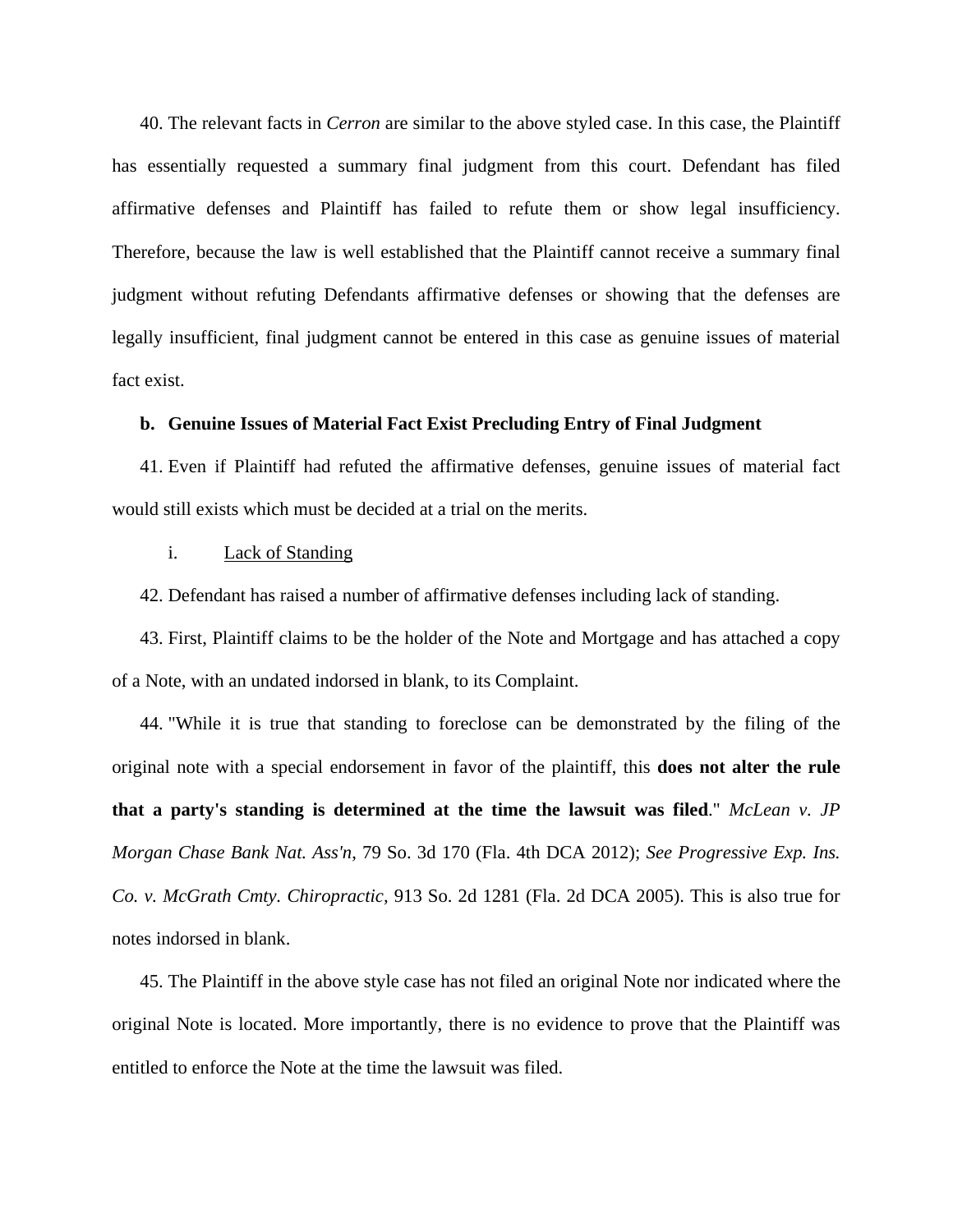40. The relevant facts in *Cerron* are similar to the above styled case. In this case, the Plaintiff has essentially requested a summary final judgment from this court. Defendant has filed affirmative defenses and Plaintiff has failed to refute them or show legal insufficiency. Therefore, because the law is well established that the Plaintiff cannot receive a summary final judgment without refuting Defendants affirmative defenses or showing that the defenses are legally insufficient, final judgment cannot be entered in this case as genuine issues of material fact exist.

**b. Genuine Issues of Material Fact Exist Precluding Entry of Final Judgment**

41. Even if Plaintiff had refuted the affirmative defenses, genuine issues of material fact would still exists which must be decided at a trial on the merits.

i. <u>Lack of Standing</u>

42. Defendant has raised a number of affirmative defenses including lack of standing.

43. First, Plaintiff claims to be the holder of the Note and Mortgage and has attached a copy of a Note, with an undated indorsed in blank, to its Complaint.

44. "While it is true that standing to foreclose can be demonstrated by the filing of the original note with a special endorsement in favor of the plaintiff, this **does not alter the rule that a party's standing is determined at the time the lawsuit was filed**." *McLean v. JP Morgan Chase Bank Nat. Ass'n*, 79 So. 3d 170 (Fla. 4th DCA 2012); *See Progressive Exp. Ins. Co. v. McGrath Cmty. Chiropractic,* 913 So. 2d 1281 (Fla. 2d DCA 2005). This is also true for notes indorsed in blank.

45. The Plaintiff in the above style case has not filed an original Note nor indicated where the original Note is located. More importantly, there is no evidence to prove that the Plaintiff was entitled to enforce the Note at the time the lawsuit was filed.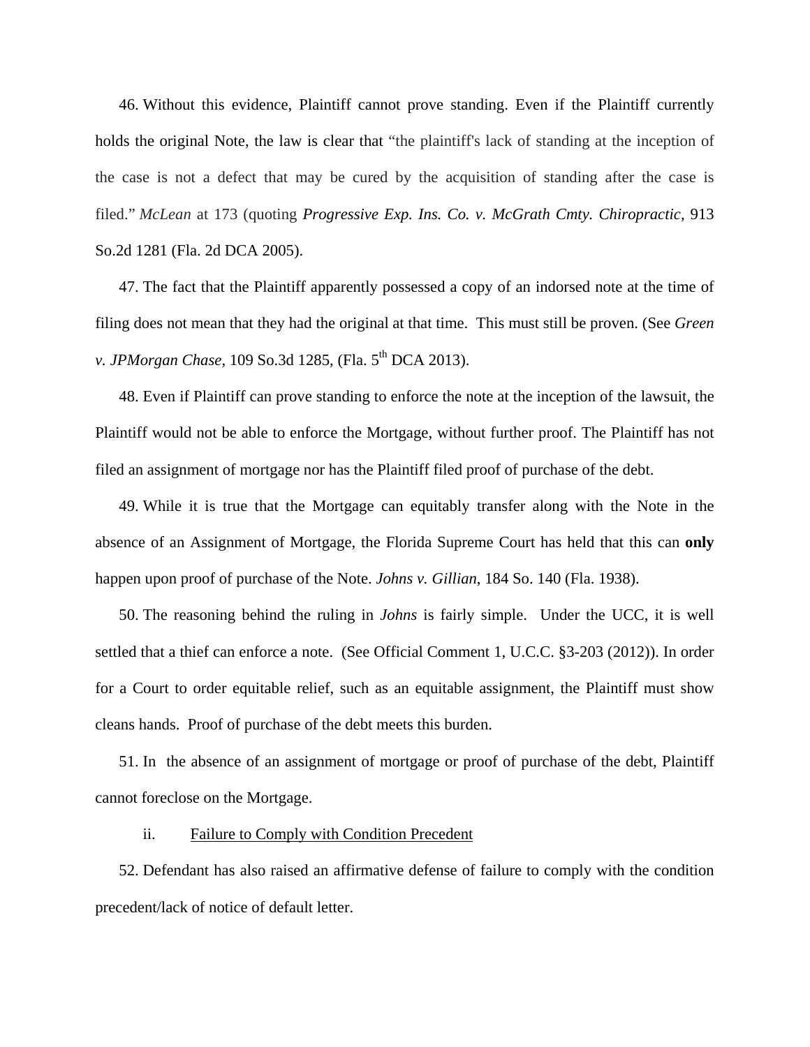46. Without this evidence, Plaintiff cannot prove standing. Even if the Plaintiff currently holds the original Note, the law is clear that "the plaintiff's lack of standing at the inception of the case is not a defect that may be cured by the acquisition of standing after the case is filed." *McLean* at 173 (quoting ***Progressive Exp. Ins. Co. v. McGrath Cmty. Chiropractic,*** 913 So.2d 1281 (Fla. 2d DCA 2005).

47. The fact that the Plaintiff apparently possessed a copy of an indorsed note at the time of filing does not mean that they had the original at that time. This must still be proven. (See *Green v. JPMorgan Chase,* 109 So.3d 1285, (Fla. 5th DCA 2013).

48. Even if Plaintiff can prove standing to enforce the note at the inception of the lawsuit, the Plaintiff would not be able to enforce the Mortgage, without further proof. The Plaintiff has not filed an assignment of mortgage nor has the Plaintiff filed proof of purchase of the debt.

49. While it is true that the Mortgage can equitably transfer along with the Note in the absence of an Assignment of Mortgage, the Florida Supreme Court has held that this can **only** happen upon proof of purchase of the Note. *Johns v. Gillian*, 184 So. 140 (Fla. 1938).

50. The reasoning behind the ruling in *Johns* is fairly simple. Under the UCC, it is well settled that a thief can enforce a note. (See Official Comment 1, U.C.C. §3-203 (2012)). In order for a Court to order equitable relief, such as an equitable assignment, the Plaintiff must show cleans hands. Proof of purchase of the debt meets this burden.

51. In the absence of an assignment of mortgage or proof of purchase of the debt, Plaintiff cannot foreclose on the Mortgage.

ii. Failure to Comply with Condition Precedent

52. Defendant has also raised an affirmative defense of failure to comply with the condition precedent/lack of notice of default letter.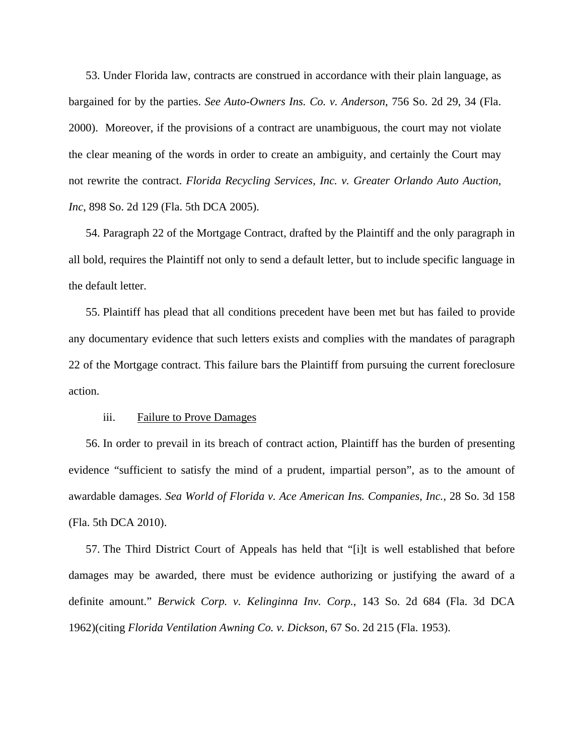53. Under Florida law, contracts are construed in accordance with their plain language, as bargained for by the parties. *See Auto-Owners Ins. Co. v. Anderson*, 756 So. 2d 29, 34 (Fla. 2000). Moreover, if the provisions of a contract are unambiguous, the court may not violate the clear meaning of the words in order to create an ambiguity, and certainly the Court may not rewrite the contract. *Florida Recycling Services, Inc. v. Greater Orlando Auto Auction, Inc*, 898 So. 2d 129 (Fla. 5th DCA 2005).

54. Paragraph 22 of the Mortgage Contract, drafted by the Plaintiff and the only paragraph in all bold, requires the Plaintiff not only to send a default letter, but to include specific language in the default letter.

55. Plaintiff has plead that all conditions precedent have been met but has failed to provide any documentary evidence that such letters exists and complies with the mandates of paragraph 22 of the Mortgage contract. This failure bars the Plaintiff from pursuing the current foreclosure action.

iii. Failure to Prove Damages

56. In order to prevail in its breach of contract action, Plaintiff has the burden of presenting evidence "sufficient to satisfy the mind of a prudent, impartial person", as to the amount of awardable damages. *Sea World of Florida v. Ace American Ins. Companies, Inc.*, 28 So. 3d 158 (Fla. 5th DCA 2010).

57. The Third District Court of Appeals has held that "[i]t is well established that before damages may be awarded, there must be evidence authorizing or justifying the award of a definite amount." *Berwick Corp. v. Kelinginna Inv. Corp.*, 143 So. 2d 684 (Fla. 3d DCA 1962)(citing *Florida Ventilation Awning Co. v. Dickson*, 67 So. 2d 215 (Fla. 1953).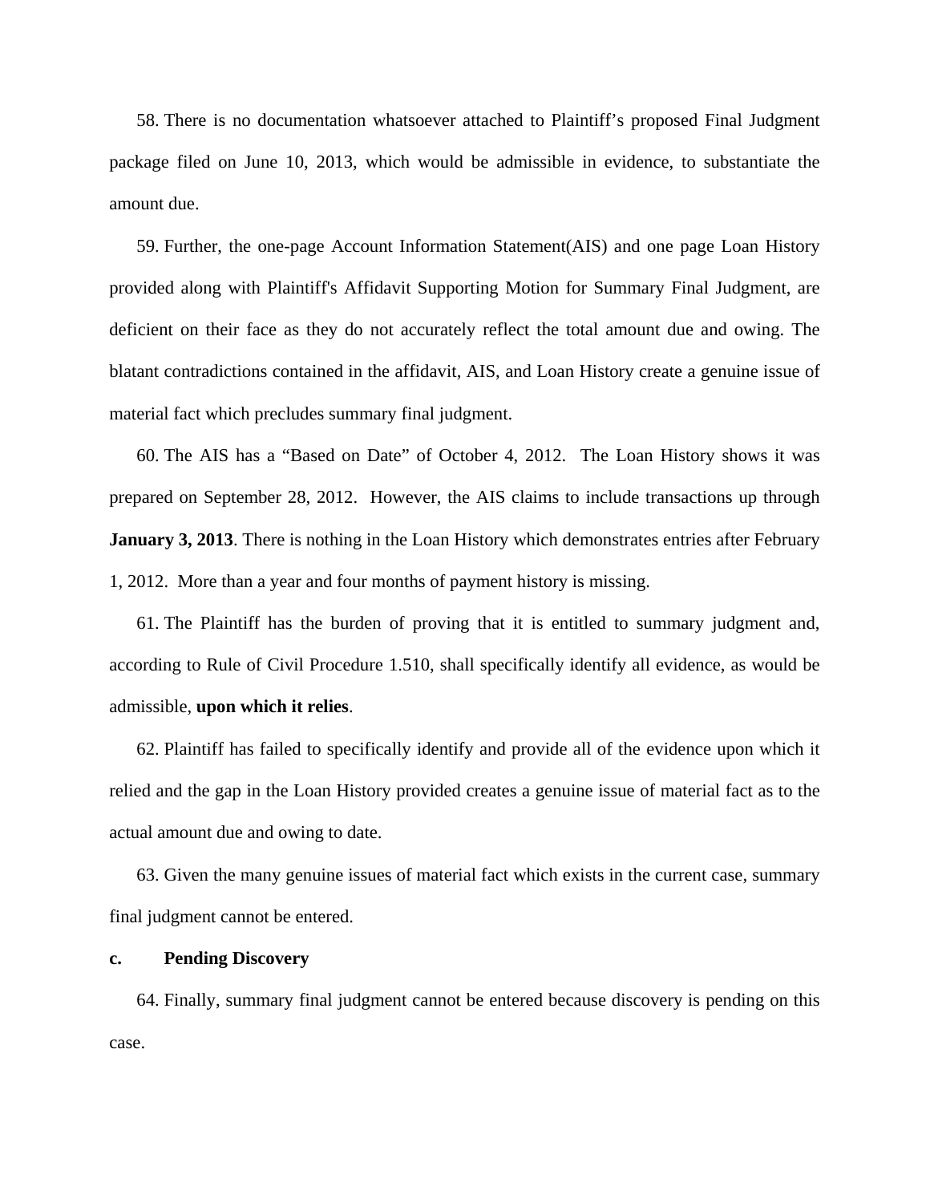58. There is no documentation whatsoever attached to Plaintiff's proposed Final Judgment package filed on June 10, 2013, which would be admissible in evidence, to substantiate the amount due.

59. Further, the one-page Account Information Statement(AIS) and one page Loan History provided along with Plaintiff's Affidavit Supporting Motion for Summary Final Judgment, are deficient on their face as they do not accurately reflect the total amount due and owing. The blatant contradictions contained in the affidavit, AIS, and Loan History create a genuine issue of material fact which precludes summary final judgment.

60. The AIS has a "Based on Date" of October 4, 2012. The Loan History shows it was prepared on September 28, 2012. However, the AIS claims to include transactions up through **January 3, 2013**. There is nothing in the Loan History which demonstrates entries after February 1, 2012. More than a year and four months of payment history is missing.

61. The Plaintiff has the burden of proving that it is entitled to summary judgment and, according to Rule of Civil Procedure 1.510, shall specifically identify all evidence, as would be admissible, **upon which it relies**.

62. Plaintiff has failed to specifically identify and provide all of the evidence upon which it relied and the gap in the Loan History provided creates a genuine issue of material fact as to the actual amount due and owing to date.

63. Given the many genuine issues of material fact which exists in the current case, summary final judgment cannot be entered.

**c. Pending Discovery**

64. Finally, summary final judgment cannot be entered because discovery is pending on this case.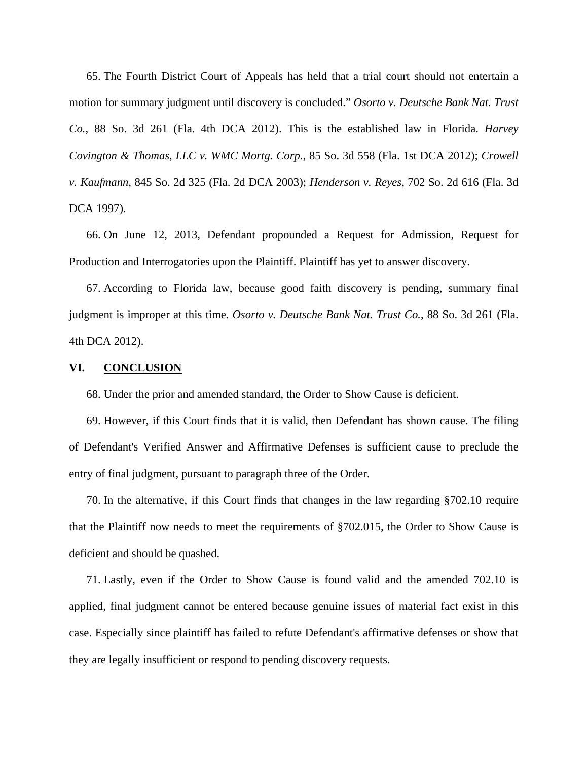65. The Fourth District Court of Appeals has held that a trial court should not entertain a motion for summary judgment until discovery is concluded." *Osorto v. Deutsche Bank Nat. Trust Co.*, 88 So. 3d 261 (Fla. 4th DCA 2012). This is the established law in Florida. *Harvey Covington & Thomas, LLC v. WMC Mortg. Corp.*, 85 So. 3d 558 (Fla. 1st DCA 2012); *Crowell v. Kaufmann*, 845 So. 2d 325 (Fla. 2d DCA 2003); *Henderson v. Reyes*, 702 So. 2d 616 (Fla. 3d DCA 1997).

66. On June 12, 2013, Defendant propounded a Request for Admission, Request for Production and Interrogatories upon the Plaintiff. Plaintiff has yet to answer discovery.

67. According to Florida law, because good faith discovery is pending, summary final judgment is improper at this time. *Osorto v. Deutsche Bank Nat. Trust Co.*, 88 So. 3d 261 (Fla. 4th DCA 2012).

## VI. **CONCLUSION**

68. Under the prior and amended standard, the Order to Show Cause is deficient.

69. However, if this Court finds that it is valid, then Defendant has shown cause. The filing of Defendant's Verified Answer and Affirmative Defenses is sufficient cause to preclude the entry of final judgment, pursuant to paragraph three of the Order.

70. In the alternative, if this Court finds that changes in the law regarding §702.10 require that the Plaintiff now needs to meet the requirements of §702.015, the Order to Show Cause is deficient and should be quashed.

71. Lastly, even if the Order to Show Cause is found valid and the amended 702.10 is applied, final judgment cannot be entered because genuine issues of material fact exist in this case. Especially since plaintiff has failed to refute Defendant's affirmative defenses or show that they are legally insufficient or respond to pending discovery requests.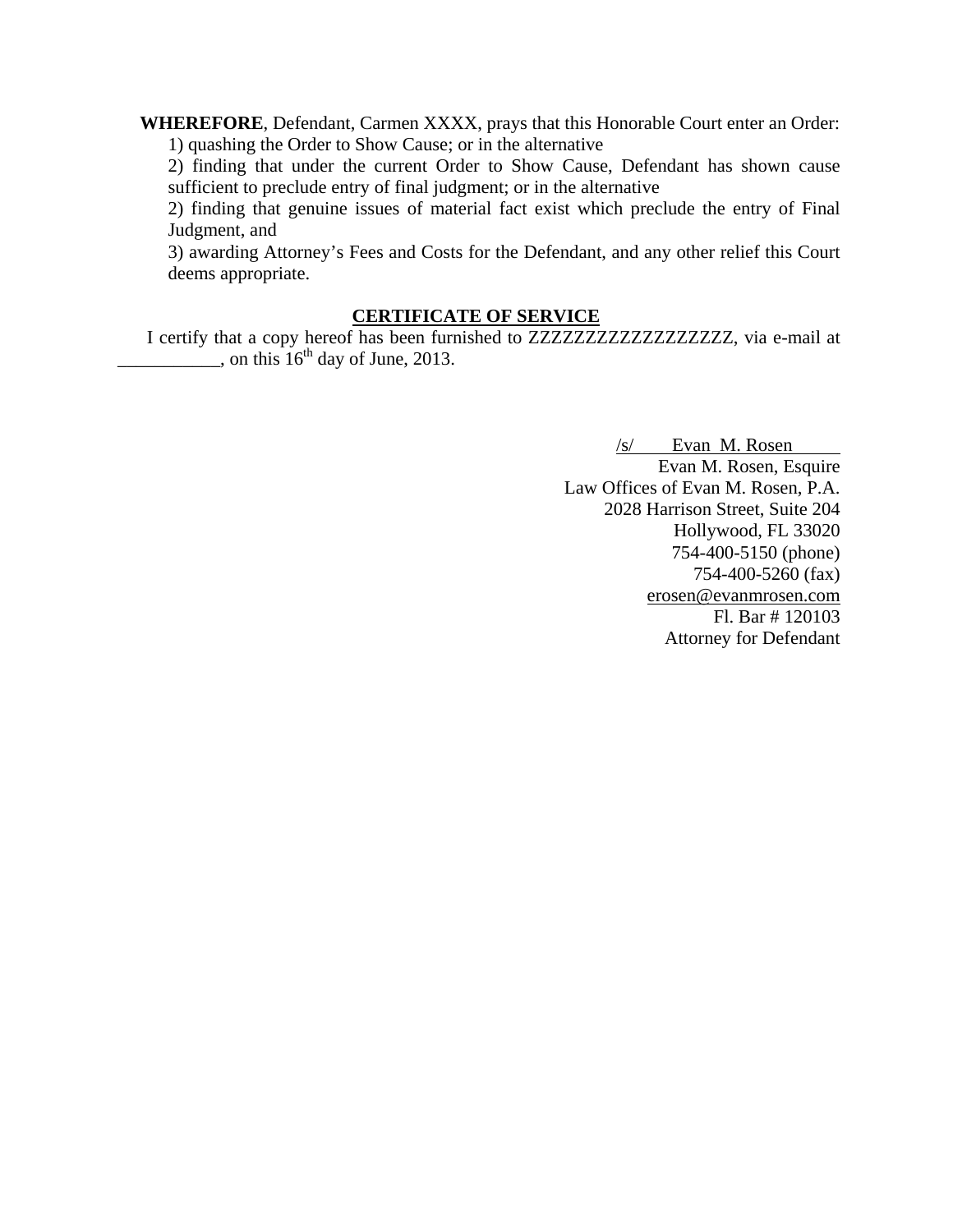**WHEREFORE**, Defendant, Carmen XXXX, prays that this Honorable Court enter an Order:

1) quashing the Order to Show Cause; or in the alternative

2) finding that under the current Order to Show Cause, Defendant has shown cause sufficient to preclude entry of final judgment; or in the alternative

2) finding that genuine issues of material fact exist which preclude the entry of Final Judgment, and

3) awarding Attorney's Fees and Costs for the Defendant, and any other relief this Court deems appropriate.

## CERTIFICATE OF SERVICE

I certify that a copy hereof has been furnished to ZZZZZZZZZZZZZZZZZZ, via e-mail at ___________, on this 16th day of June, 2013.

/s/ Evan M. Rosen
Evan M. Rosen, Esquire
Law Offices of Evan M. Rosen, P.A.
2028 Harrison Street, Suite 204
Hollywood, FL 33020
754-400-5150 (phone)
754-400-5260 (fax)
erosen@evanmrosen.com
Fl. Bar # 120103
Attorney for Defendant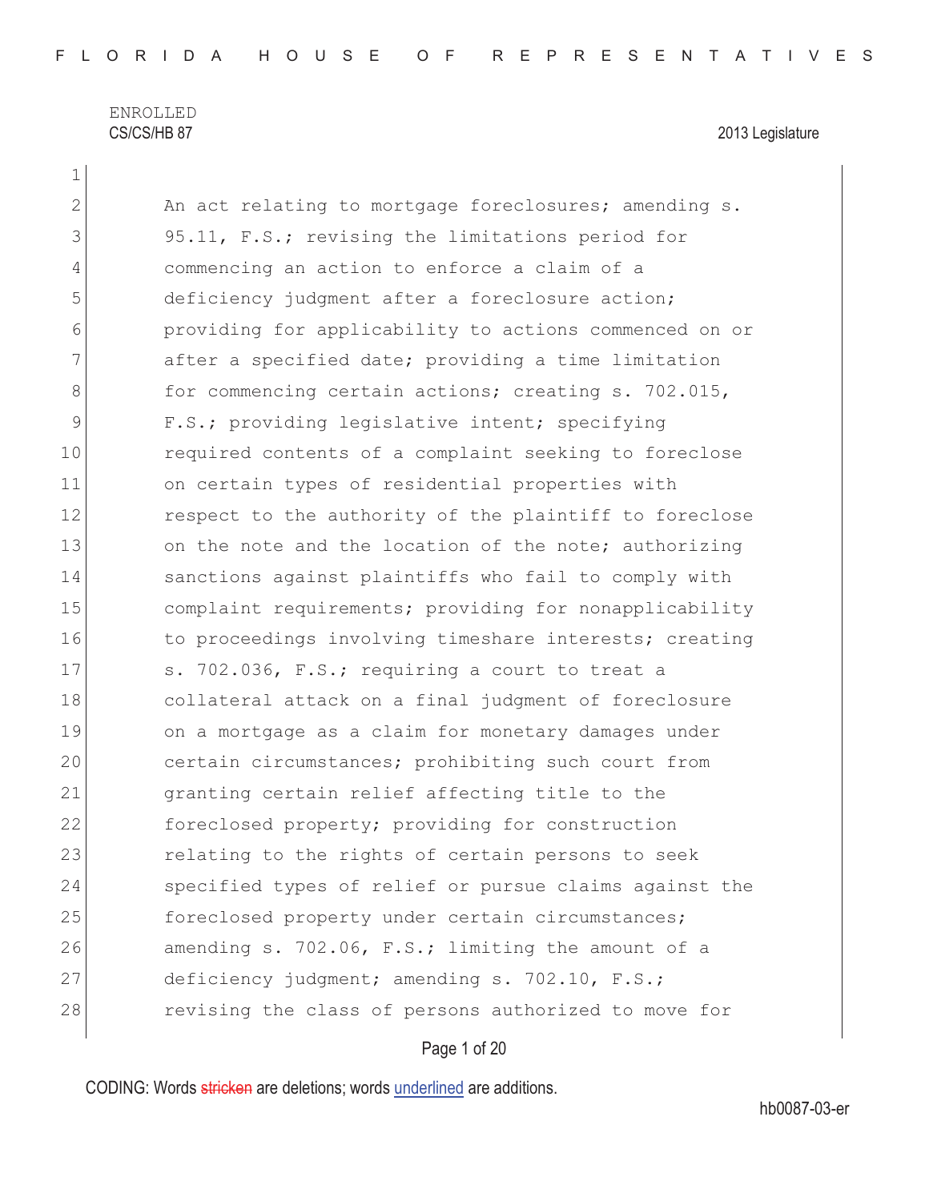ENROLLED
CS/CS/HB 87 2013 Legislature

1
2 An act relating to mortgage foreclosures; amending s.
3 95.11, F.S.; revising the limitations period for
4 commencing an action to enforce a claim of a
5 deficiency judgment after a foreclosure action;
6 providing for applicability to actions commenced on or
7 after a specified date; providing a time limitation
8 for commencing certain actions; creating s. 702.015,
9 F.S.; providing legislative intent; specifying
10 required contents of a complaint seeking to foreclose
11 on certain types of residential properties with
12 respect to the authority of the plaintiff to foreclose
13 on the note and the location of the note; authorizing
14 sanctions against plaintiffs who fail to comply with
15 complaint requirements; providing for nonapplicability
16 to proceedings involving timeshare interests; creating
17 s. 702.036, F.S.; requiring a court to treat a
18 collateral attack on a final judgment of foreclosure
19 on a mortgage as a claim for monetary damages under
20 certain circumstances; prohibiting such court from
21 granting certain relief affecting title to the
22 foreclosed property; providing for construction
23 relating to the rights of certain persons to seek
24 specified types of relief or pursue claims against the
25 foreclosed property under certain circumstances;
26 amending s. 702.06, F.S.; limiting the amount of a
27 deficiency judgment; amending s. 702.10, F.S.;
28 revising the class of persons authorized to move for

CODING: Words stricken are deletions; words underlined are additions.

hb0087-03-er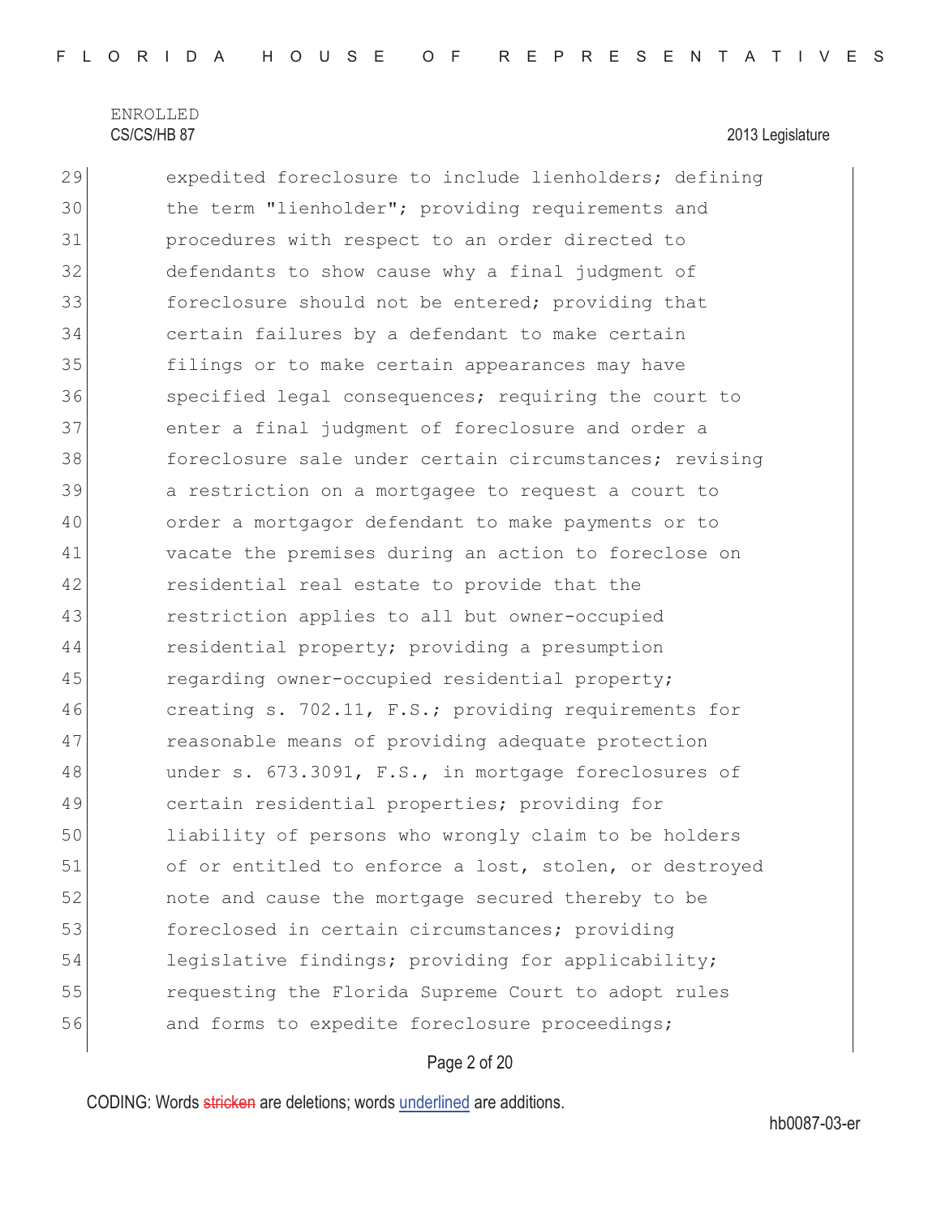ENROLLED
CS/CS/HB 87 2013 Legislature

29 expedited foreclosure to include lienholders; defining
30 the term "lienholder"; providing requirements and
31 procedures with respect to an order directed to
32 defendants to show cause why a final judgment of
33 foreclosure should not be entered; providing that
34 certain failures by a defendant to make certain
35 filings or to make certain appearances may have
36 specified legal consequences; requiring the court to
37 enter a final judgment of foreclosure and order a
38 foreclosure sale under certain circumstances; revising
39 a restriction on a mortgagee to request a court to
40 order a mortgagor defendant to make payments or to
41 vacate the premises during an action to foreclose on
42 residential real estate to provide that the
43 restriction applies to all but owner-occupied
44 residential property; providing a presumption
45 regarding owner-occupied residential property;
46 creating s. 702.11, F.S.; providing requirements for
47 reasonable means of providing adequate protection
48 under s. 673.3091, F.S., in mortgage foreclosures of
49 certain residential properties; providing for
50 liability of persons who wrongly claim to be holders
51 of or entitled to enforce a lost, stolen, or destroyed
52 note and cause the mortgage secured thereby to be
53 foreclosed in certain circumstances; providing
54 legislative findings; providing for applicability;
55 requesting the Florida Supreme Court to adopt rules
56 and forms to expedite foreclosure proceedings;

CODING: Words stricken are deletions; words underlined are additions.

hb0087-03-er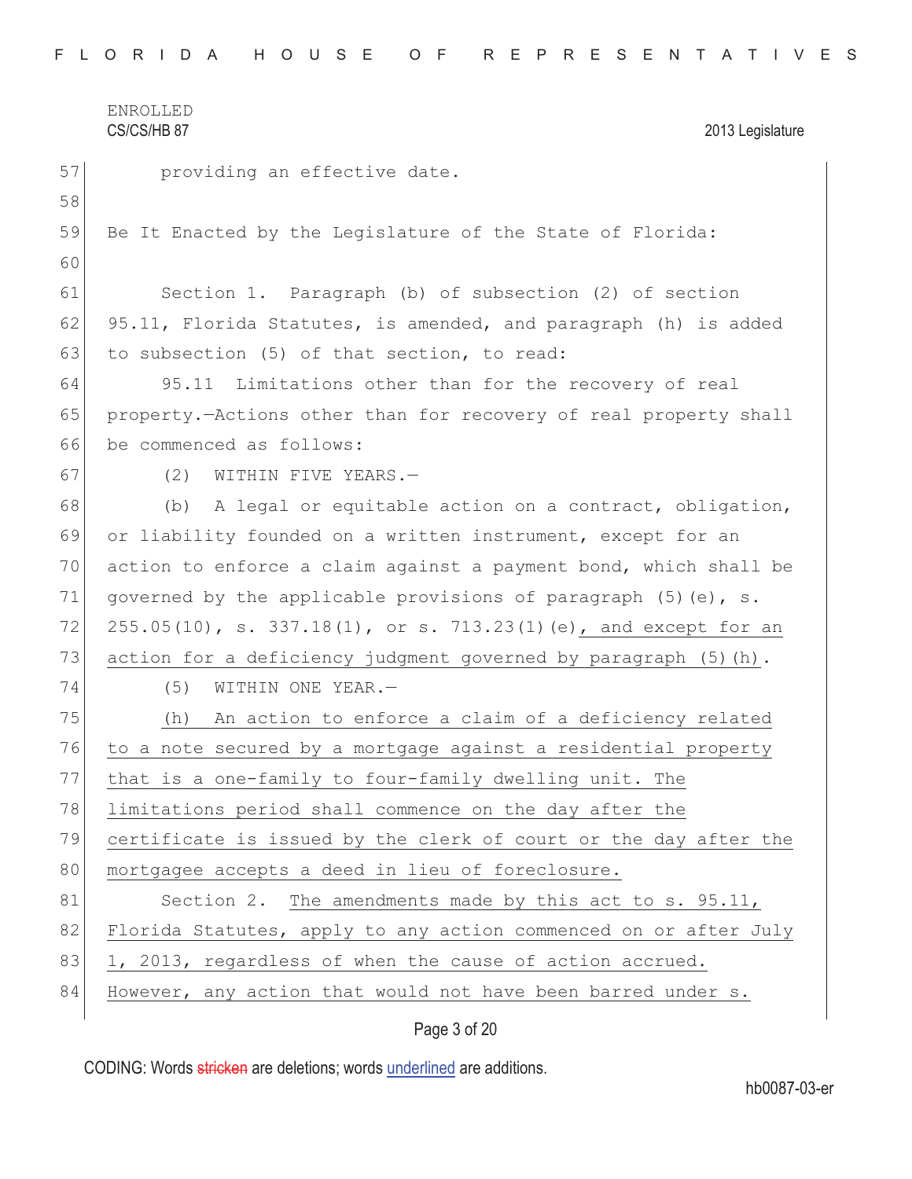ENROLLED
CS/CS/HB 87

2013 Legislature

57 providing an effective date.
58
59 Be It Enacted by the Legislature of the State of Florida:
60
61 Section 1. Paragraph (b) of subsection (2) of section
62 95.11, Florida Statutes, is amended, and paragraph (h) is added
63 to subsection (5) of that section, to read:
64 95.11 Limitations other than for the recovery of real
65 property.—Actions other than for recovery of real property shall
66 be commenced as follows:
67 (2) WITHIN FIVE YEARS.—
68 (b) A legal or equitable action on a contract, obligation,
69 or liability founded on a written instrument, except for an
70 action to enforce a claim against a payment bond, which shall be
71 governed by the applicable provisions of paragraph (5)(e), s.
72 255.05(10), s. 337.18(1), or s. 713.23(1)(e), and except for an
73 action for a deficiency judgment governed by paragraph (5)(h).
74 (5) WITHIN ONE YEAR.—
75 (h) An action to enforce a claim of a deficiency related
76 to a note secured by a mortgage against a residential property
77 that is a one-family to four-family dwelling unit. The
78 limitations period shall commence on the day after the
79 certificate is issued by the clerk of court or the day after the
80 mortgagee accepts a deed in lieu of foreclosure.
81 Section 2. The amendments made by this act to s. 95.11,
82 Florida Statutes, apply to any action commenced on or after July
83 1, 2013, regardless of when the cause of action accrued.
84 However, any action that would not have been barred under s.

CODING: Words stricken are deletions; words underlined are additions.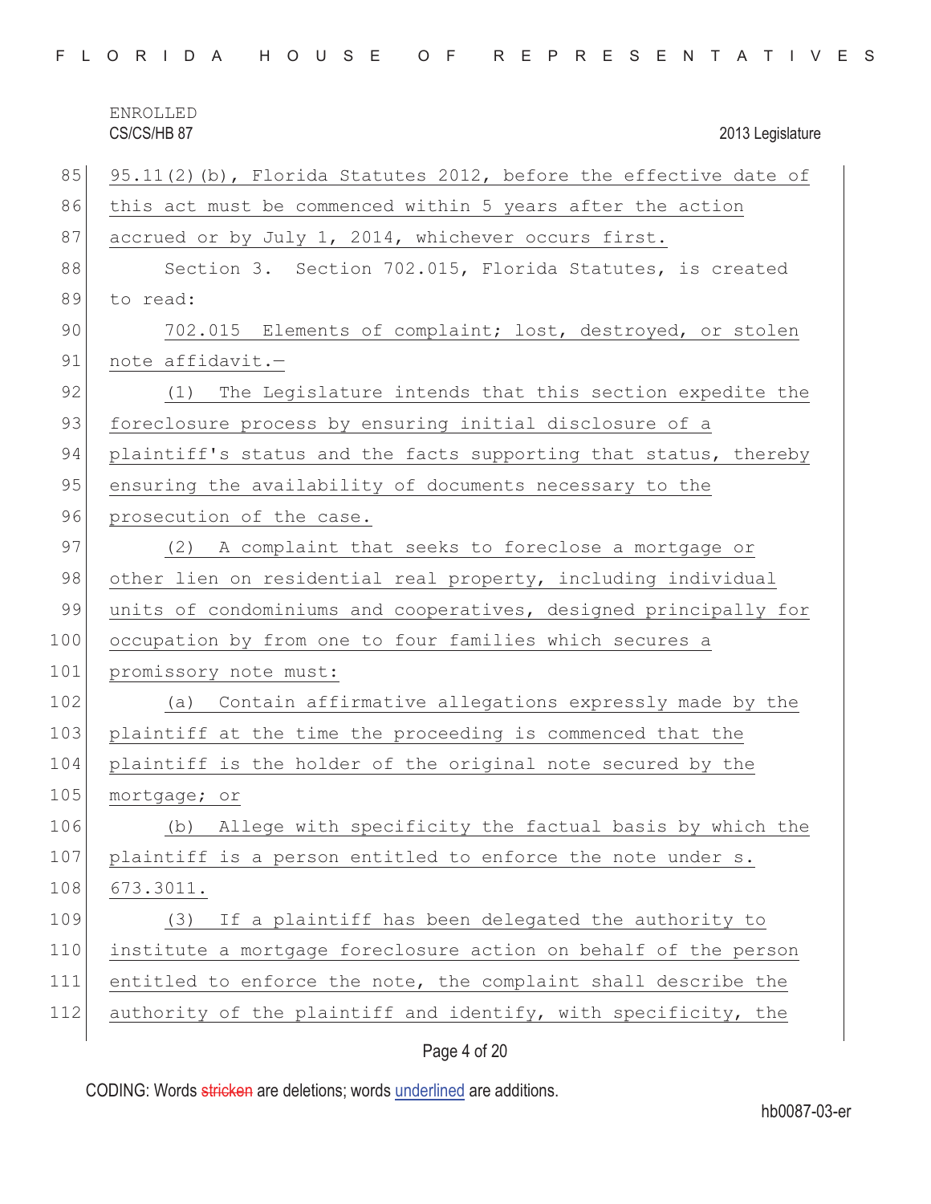95.11(2)(b), Florida Statutes 2012, before the effective date of this act must be commenced within 5 years after the action accrued or by July 1, 2014, whichever occurs first.

Section 3. Section 702.015, Florida Statutes, is created to read:

702.015 Elements of complaint; lost, destroyed, or stolen note affidavit.—

(1) The Legislature intends that this section expedite the foreclosure process by ensuring initial disclosure of a plaintiff's status and the facts supporting that status, thereby ensuring the availability of documents necessary to the prosecution of the case.

(2) A complaint that seeks to foreclose a mortgage or other lien on residential real property, including individual units of condominiums and cooperatives, designed principally for occupation by from one to four families which secures a promissory note must:

(a) Contain affirmative allegations expressly made by the plaintiff at the time the proceeding is commenced that the plaintiff is the holder of the original note secured by the mortgage; or

(b) Allege with specificity the factual basis by which the plaintiff is a person entitled to enforce the note under s. 673.3011.

(3) If a plaintiff has been delegated the authority to institute a mortgage foreclosure action on behalf of the person entitled to enforce the note, the complaint shall describe the authority of the plaintiff and identify, with specificity, the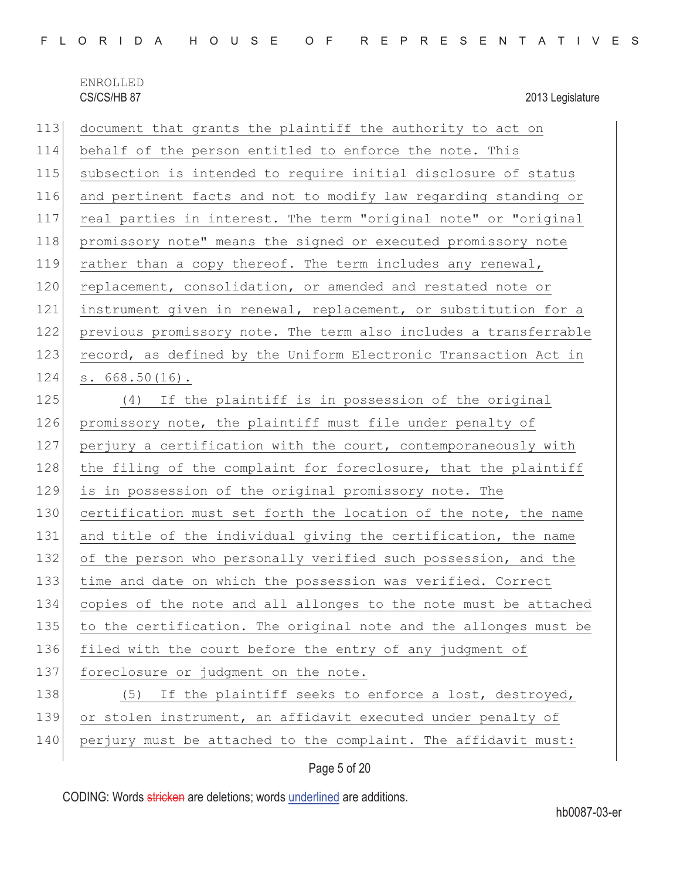document that grants the plaintiff the authority to act on behalf of the person entitled to enforce the note. This subsection is intended to require initial disclosure of status and pertinent facts and not to modify law regarding standing or real parties in interest. The term "original note" or "original promissory note" means the signed or executed promissory note rather than a copy thereof. The term includes any renewal, replacement, consolidation, or amended and restated note or instrument given in renewal, replacement, or substitution for a previous promissory note. The term also includes a transferrable record, as defined by the Uniform Electronic Transaction Act in s. 668.50(16).

(4) If the plaintiff is in possession of the original promissory note, the plaintiff must file under penalty of perjury a certification with the court, contemporaneously with the filing of the complaint for foreclosure, that the plaintiff is in possession of the original promissory note. The certification must set forth the location of the note, the name and title of the individual giving the certification, the name of the person who personally verified such possession, and the time and date on which the possession was verified. Correct copies of the note and all allonges to the note must be attached to the certification. The original note and the allonges must be filed with the court before the entry of any judgment of foreclosure or judgment on the note.

(5) If the plaintiff seeks to enforce a lost, destroyed, or stolen instrument, an affidavit executed under penalty of perjury must be attached to the complaint. The affidavit must: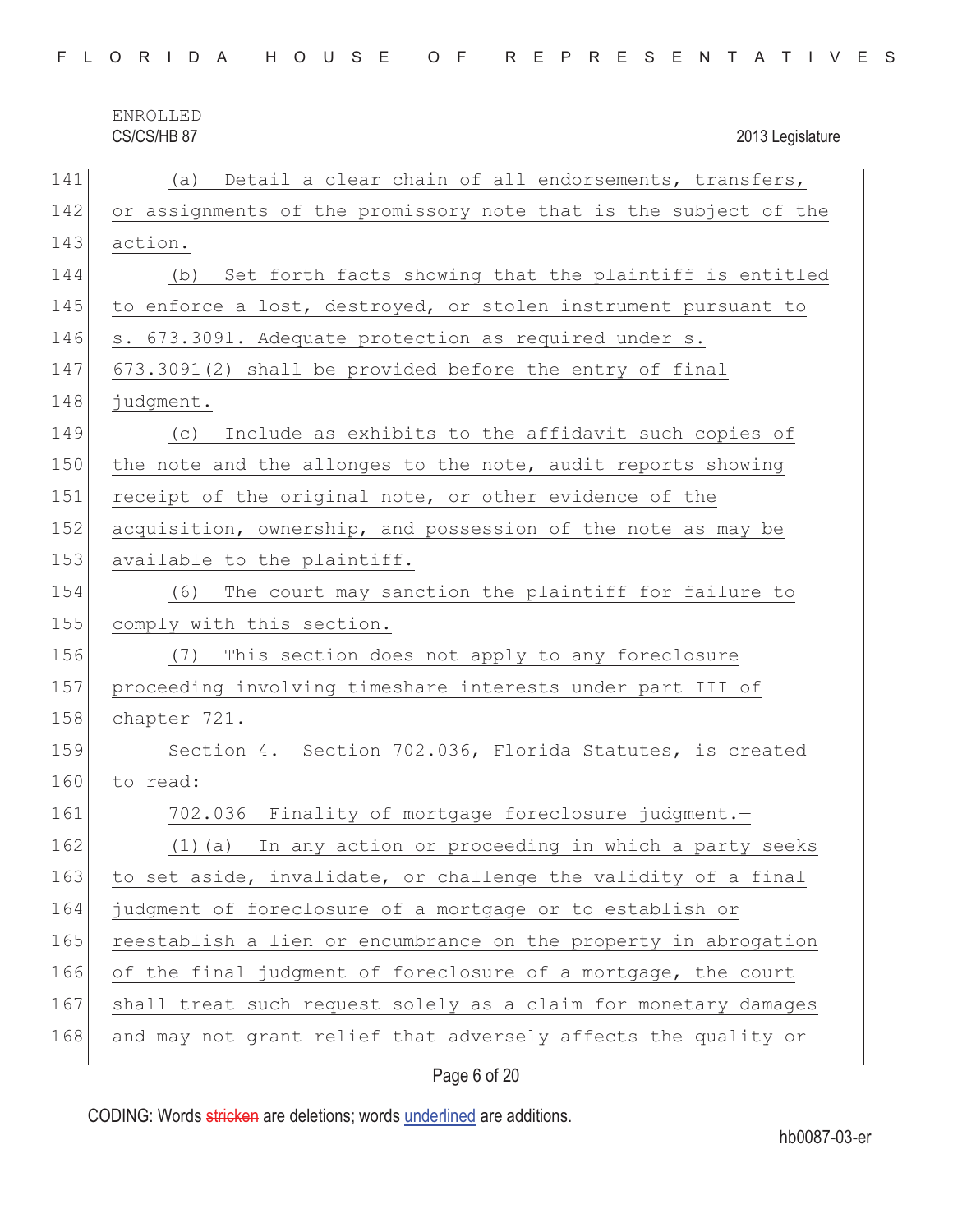(a) Detail a clear chain of all endorsements, transfers, or assignments of the promissory note that is the subject of the action.

(b) Set forth facts showing that the plaintiff is entitled to enforce a lost, destroyed, or stolen instrument pursuant to s. 673.3091. Adequate protection as required under s. 673.3091(2) shall be provided before the entry of final judgment.

(c) Include as exhibits to the affidavit such copies of the note and the allonges to the note, audit reports showing receipt of the original note, or other evidence of the acquisition, ownership, and possession of the note as may be available to the plaintiff.

(6) The court may sanction the plaintiff for failure to comply with this section.

(7) This section does not apply to any foreclosure proceeding involving timeshare interests under part III of chapter 721.

Section 4. Section 702.036, Florida Statutes, is created to read:

702.036 Finality of mortgage foreclosure judgment.—

(1)(a) In any action or proceeding in which a party seeks to set aside, invalidate, or challenge the validity of a final judgment of foreclosure of a mortgage or to establish or reestablish a lien or encumbrance on the property in abrogation of the final judgment of foreclosure of a mortgage, the court shall treat such request solely as a claim for monetary damages and may not grant relief that adversely affects the quality or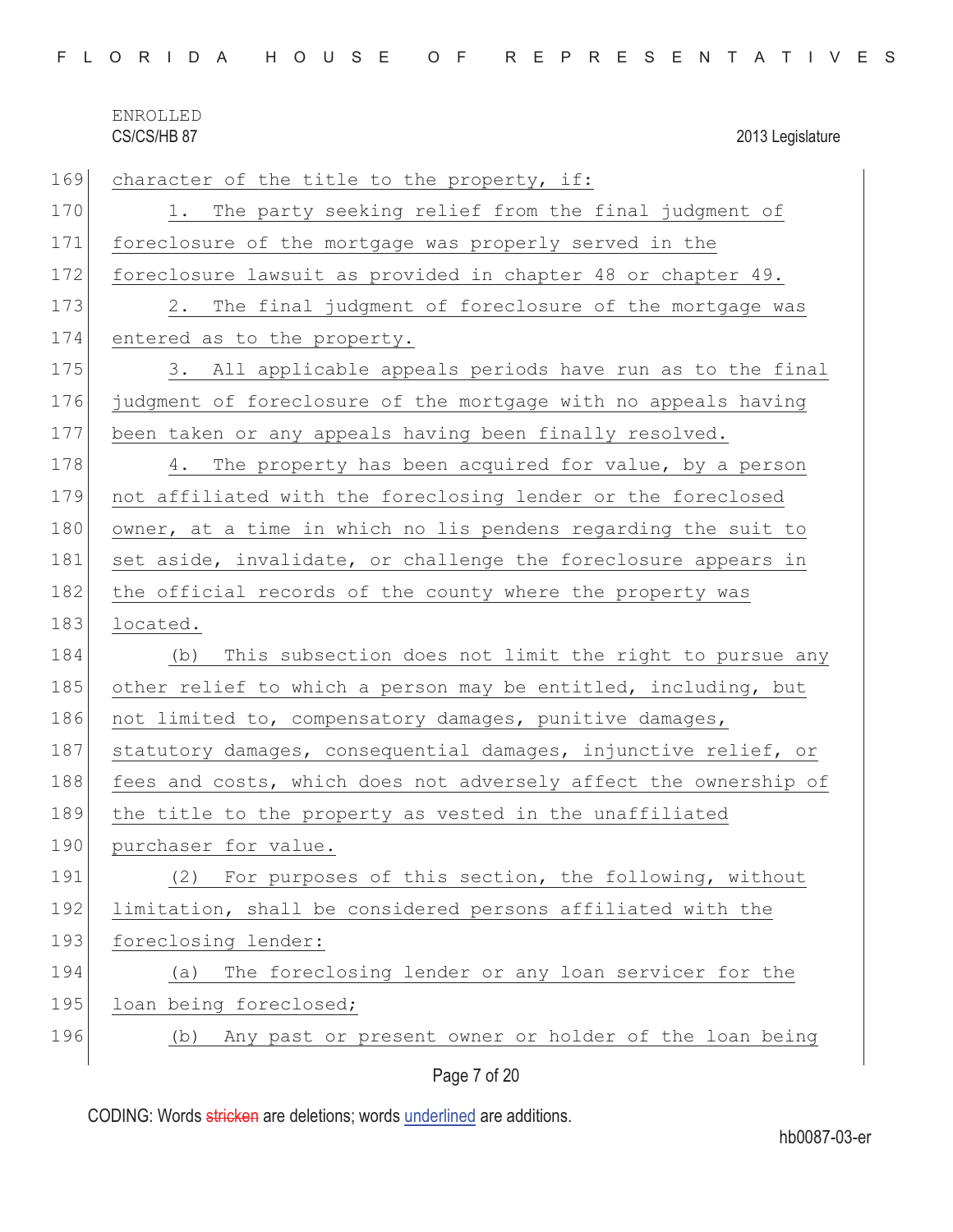character of the title to the property, if:

1. The party seeking relief from the final judgment of foreclosure of the mortgage was properly served in the foreclosure lawsuit as provided in chapter 48 or chapter 49.

2. The final judgment of foreclosure of the mortgage was entered as to the property.

3. All applicable appeals periods have run as to the final judgment of foreclosure of the mortgage with no appeals having been taken or any appeals having been finally resolved.

4. The property has been acquired for value, by a person not affiliated with the foreclosing lender or the foreclosed owner, at a time in which no lis pendens regarding the suit to set aside, invalidate, or challenge the foreclosure appears in the official records of the county where the property was located.

(b) This subsection does not limit the right to pursue any other relief to which a person may be entitled, including, but not limited to, compensatory damages, punitive damages, statutory damages, consequential damages, injunctive relief, or fees and costs, which does not adversely affect the ownership of the title to the property as vested in the unaffiliated purchaser for value.

(2) For purposes of this section, the following, without limitation, shall be considered persons affiliated with the foreclosing lender:

(a) The foreclosing lender or any loan servicer for the loan being foreclosed;

(b) Any past or present owner or holder of the loan being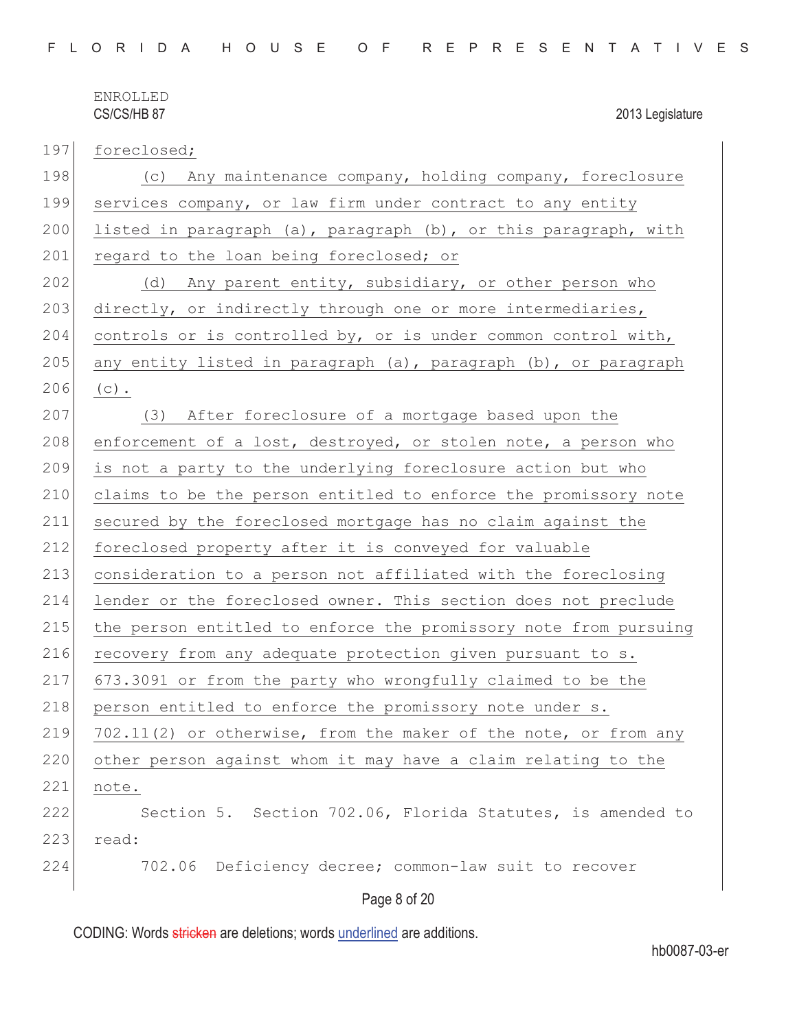foreclosed;

(c) Any maintenance company, holding company, foreclosure services company, or law firm under contract to any entity listed in paragraph (a), paragraph (b), or this paragraph, with regard to the loan being foreclosed; or

(d) Any parent entity, subsidiary, or other person who directly, or indirectly through one or more intermediaries, controls or is controlled by, or is under common control with, any entity listed in paragraph (a), paragraph (b), or paragraph (c).

(3) After foreclosure of a mortgage based upon the enforcement of a lost, destroyed, or stolen note, a person who is not a party to the underlying foreclosure action but who claims to be the person entitled to enforce the promissory note secured by the foreclosed mortgage has no claim against the foreclosed property after it is conveyed for valuable consideration to a person not affiliated with the foreclosing lender or the foreclosed owner. This section does not preclude the person entitled to enforce the promissory note from pursuing recovery from any adequate protection given pursuant to s. 673.3091 or from the party who wrongfully claimed to be the person entitled to enforce the promissory note under s. 702.11(2) or otherwise, from the maker of the note, or from any other person against whom it may have a claim relating to the note.

Section 5. Section 702.06, Florida Statutes, is amended to read:

702.06 Deficiency decree; common-law suit to recover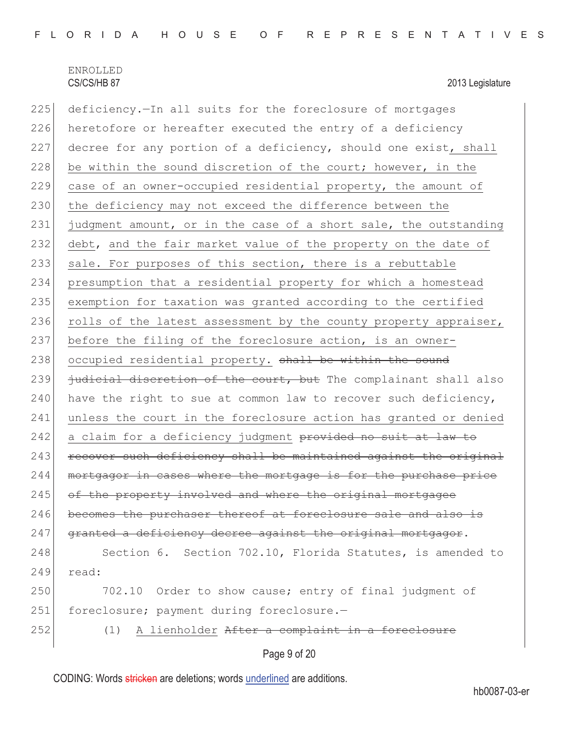deficiency.—In all suits for the foreclosure of mortgages heretofore or hereafter executed the entry of a deficiency decree for any portion of a deficiency, should one exist, shall be within the sound discretion of the court; however, in the case of an owner-occupied residential property, the amount of the deficiency may not exceed the difference between the judgment amount, or in the case of a short sale, the outstanding debt, and the fair market value of the property on the date of sale. For purposes of this section, there is a rebuttable presumption that a residential property for which a homestead exemption for taxation was granted according to the certified rolls of the latest assessment by the county property appraiser, before the filing of the foreclosure action, is an owner-occupied residential property. ~~shall be within the sound judicial discretion of the court, but~~ The complainant shall also have the right to sue at common law to recover such deficiency, unless the court in the foreclosure action has granted or denied a claim for a deficiency judgment ~~provided no suit at law to recover such deficiency shall be maintained against the original mortgagor in cases where the mortgage is for the purchase price of the property involved and where the original mortgagee becomes the purchaser thereof at foreclosure sale and also is granted a deficiency decree against the original mortgagor~~.

Section 6. Section 702.10, Florida Statutes, is amended to read:

702.10 Order to show cause; entry of final judgment of foreclosure; payment during foreclosure.—

(1) A lienholder ~~After a complaint in a foreclosure~~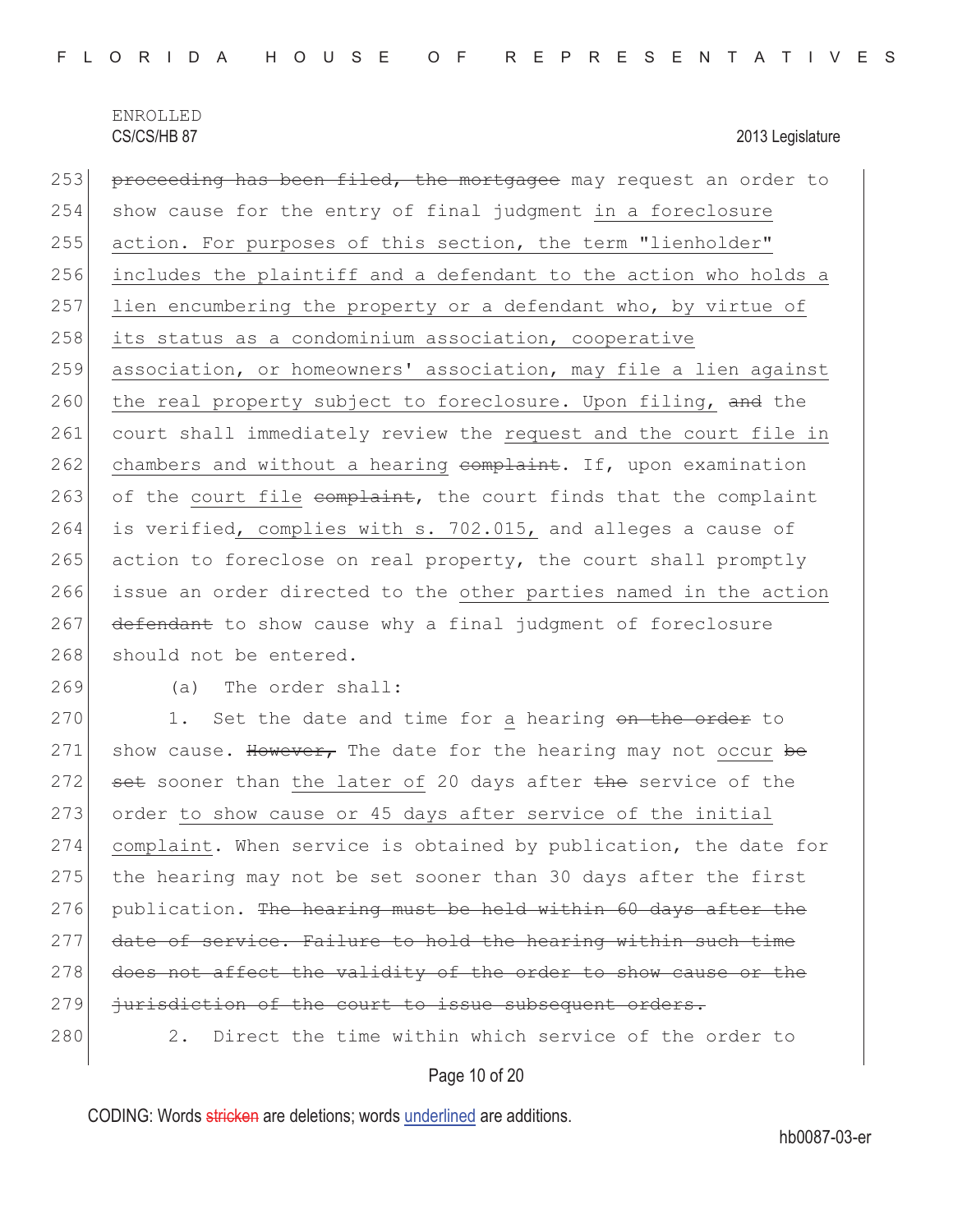~~proceeding has been filed, the mortgagee~~ may request an order to show cause for the entry of final judgment <u>in a foreclosure action. For purposes of this section, the term "lienholder" includes the plaintiff and a defendant to the action who holds a lien encumbering the property or a defendant who, by virtue of its status as a condominium association, cooperative association, or homeowners' association, may file a lien against the real property subject to foreclosure. Upon filing,</u> ~~and~~ the court shall immediately review the <u>request and the court file in chambers and without a hearing</u> ~~complaint~~. If, upon examination of the <u>court file</u> ~~complaint~~, the court finds that the complaint is verified<u>, complies with s. 702.015,</u> and alleges a cause of action to foreclose on real property, the court shall promptly issue an order directed to the <u>other parties named in the action</u> ~~defendant~~ to show cause why a final judgment of foreclosure should not be entered.

(a) The order shall:

1. Set the date and time for <u>a</u> hearing ~~on the order~~ to show cause. ~~However,~~ The date for the hearing may not <u>occur</u> ~~be set~~ sooner than <u>the later of</u> 20 days after ~~the~~ service of the order <u>to show cause or 45 days after service of the initial complaint</u>. When service is obtained by publication, the date for the hearing may not be set sooner than 30 days after the first publication. ~~The hearing must be held within 60 days after the date of service. Failure to hold the hearing within such time does not affect the validity of the order to show cause or the jurisdiction of the court to issue subsequent orders.~~

2. Direct the time within which service of the order to

CODING: Words ~~stricken~~ are deletions; words <u>underlined</u> are additions.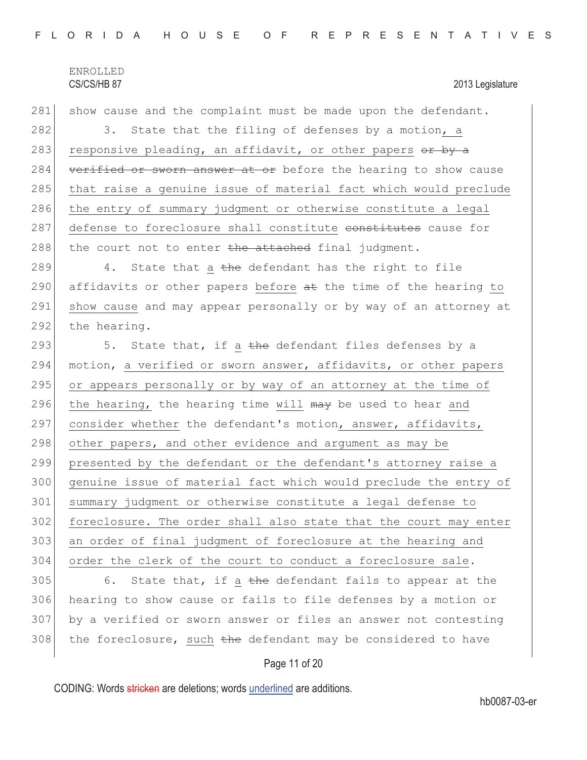show cause and the complaint must be made upon the defendant.

3. State that the filing of defenses by a motion<u>, a responsive pleading, an affidavit, or other papers</u> ~~or by a verified or sworn answer at or~~ before the hearing to show cause <u>that raise a genuine issue of material fact which would preclude the entry of summary judgment or otherwise constitute a legal defense to foreclosure shall constitute</u> ~~constitutes~~ cause for the court not to enter ~~the attached~~ final judgment.

4. State that <u>a</u> ~~the~~ defendant has the right to file affidavits or other papers <u>before</u> ~~at~~ the time of the hearing <u>to show cause</u> and may appear personally or by way of an attorney at the hearing.

5. State that, if <u>a</u> ~~the~~ defendant files defenses by a motion, <u>a verified or sworn answer, affidavits, or other papers or appears personally or by way of an attorney at the time of the hearing,</u> the hearing time <u>will</u> ~~may~~ be used to hear <u>and consider whether</u> the defendant's motion<u>, answer, affidavits, other papers, and other evidence and argument as may be presented by the defendant or the defendant's attorney raise a genuine issue of material fact which would preclude the entry of summary judgment or otherwise constitute a legal defense to foreclosure. The order shall also state that the court may enter an order of final judgment of foreclosure at the hearing and order the clerk of the court to conduct a foreclosure sale</u>.

6. State that, if <u>a</u> ~~the~~ defendant fails to appear at the hearing to show cause or fails to file defenses by a motion or by a verified or sworn answer or files an answer not contesting the foreclosure, <u>such</u> ~~the~~ defendant may be considered to have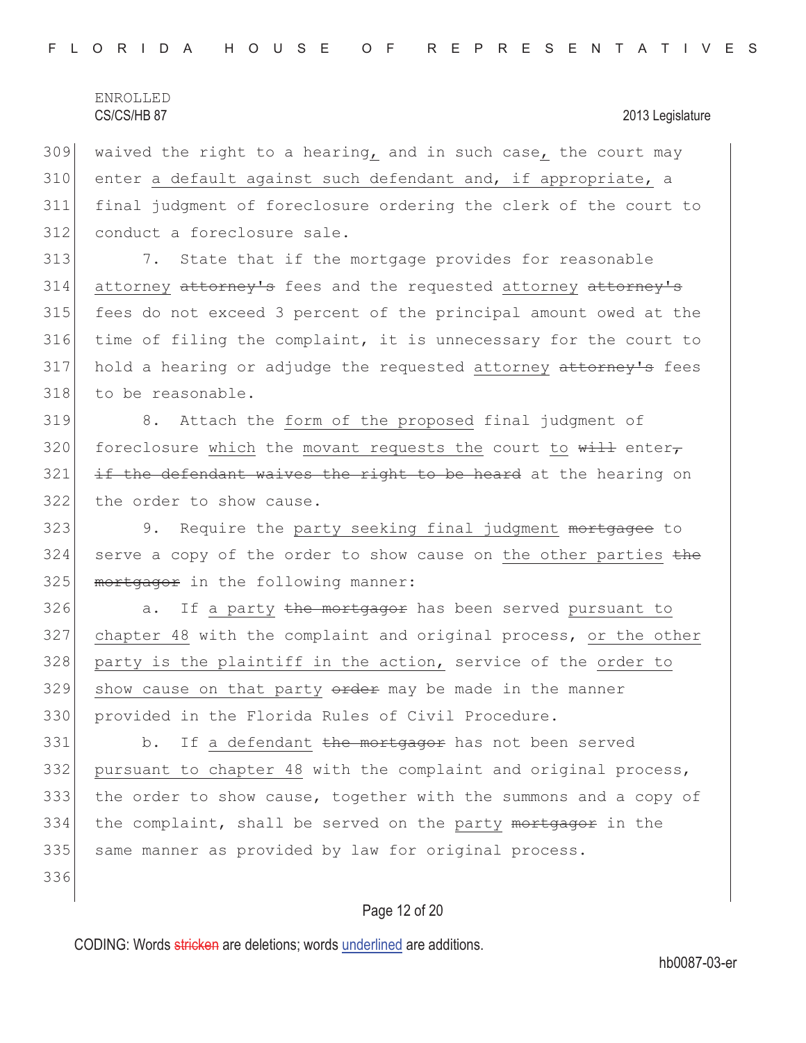waived the right to a hearing<u>,</u> and in such case<u>,</u> the court may enter <u>a default against such defendant and, if appropriate,</u> a final judgment of foreclosure ordering the clerk of the court to conduct a foreclosure sale.

7. State that if the mortgage provides for reasonable <u>attorney</u> ~~attorney's~~ fees and the requested <u>attorney</u> ~~attorney's~~ fees do not exceed 3 percent of the principal amount owed at the time of filing the complaint, it is unnecessary for the court to hold a hearing or adjudge the requested <u>attorney</u> ~~attorney's~~ fees to be reasonable.

8. Attach the <u>form of the proposed</u> final judgment of foreclosure <u>which</u> the <u>movant requests the</u> court <u>to</u> ~~will~~ enter~~, if the defendant waives the right to be heard~~ at the hearing on the order to show cause.

9. Require the <u>party seeking final judgment</u> ~~mortgagee~~ to serve a copy of the order to show cause on <u>the other parties</u> ~~the mortgagor~~ in the following manner:

a. If <u>a party</u> ~~the mortgagor~~ has been served <u>pursuant to chapter 48</u> with the complaint and original process, <u>or the other party is the plaintiff in the action,</u> service of the <u>order to show cause on that party</u> ~~order~~ may be made in the manner provided in the Florida Rules of Civil Procedure.

b. If <u>a defendant</u> ~~the mortgagor~~ has not been served <u>pursuant to chapter 48</u> with the complaint and original process, the order to show cause, together with the summons and a copy of the complaint, shall be served on the <u>party</u> ~~mortgagor~~ in the same manner as provided by law for original process.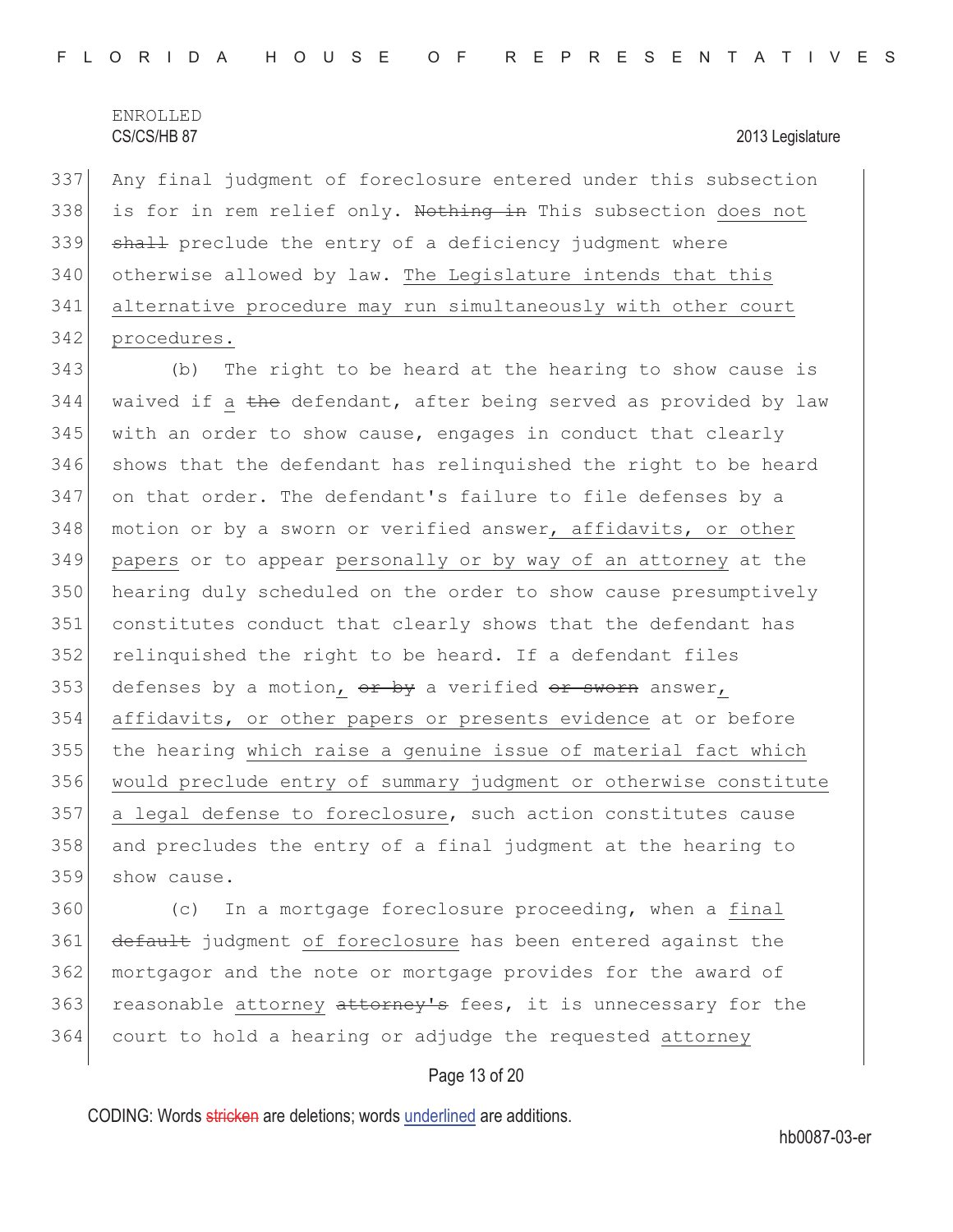Any final judgment of foreclosure entered under this subsection is for in rem relief only. ~~Nothing in~~ This subsection does not ~~shall~~ preclude the entry of a deficiency judgment where otherwise allowed by law. The Legislature intends that this alternative procedure may run simultaneously with other court procedures.

(b) The right to be heard at the hearing to show cause is waived if a ~~the~~ defendant, after being served as provided by law with an order to show cause, engages in conduct that clearly shows that the defendant has relinquished the right to be heard on that order. The defendant's failure to file defenses by a motion or by a sworn or verified answer, affidavits, or other papers or to appear personally or by way of an attorney at the hearing duly scheduled on the order to show cause presumptively constitutes conduct that clearly shows that the defendant has relinquished the right to be heard. If a defendant files defenses by a motion, ~~or by~~ a verified ~~or sworn~~ answer, affidavits, or other papers or presents evidence at or before the hearing which raise a genuine issue of material fact which would preclude entry of summary judgment or otherwise constitute a legal defense to foreclosure, such action constitutes cause and precludes the entry of a final judgment at the hearing to show cause.

(c) In a mortgage foreclosure proceeding, when a final ~~default~~ judgment of foreclosure has been entered against the mortgagor and the note or mortgage provides for the award of reasonable attorney ~~attorney's~~ fees, it is unnecessary for the court to hold a hearing or adjudge the requested attorney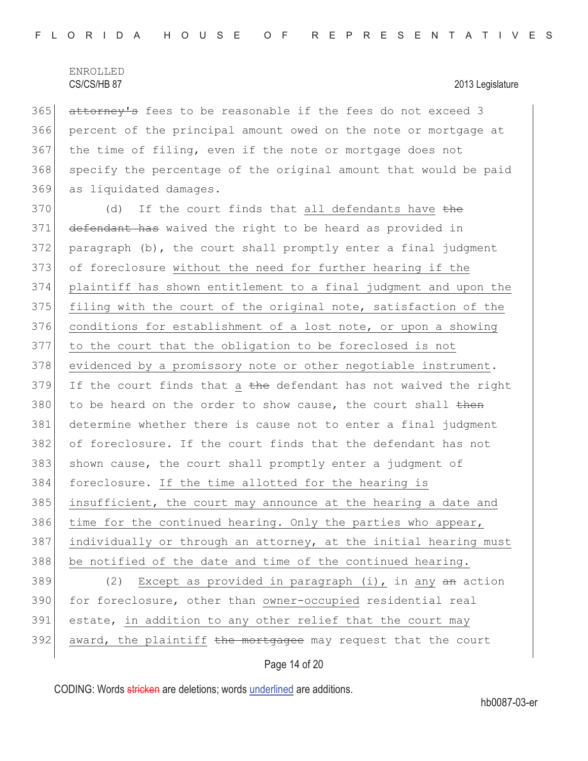~~attorney's~~ fees to be reasonable if the fees do not exceed 3 percent of the principal amount owed on the note or mortgage at the time of filing, even if the note or mortgage does not specify the percentage of the original amount that would be paid as liquidated damages.

(d) If the court finds that <u>all defendants have</u> ~~the defendant has~~ waived the right to be heard as provided in paragraph (b), the court shall promptly enter a final judgment of foreclosure <u>without the need for further hearing if the plaintiff has shown entitlement to a final judgment and upon the filing with the court of the original note, satisfaction of the conditions for establishment of a lost note, or upon a showing to the court that the obligation to be foreclosed is not evidenced by a promissory note or other negotiable instrument</u>. If the court finds that <u>a</u> ~~the~~ defendant has not waived the right to be heard on the order to show cause, the court shall ~~then~~ determine whether there is cause not to enter a final judgment of foreclosure. If the court finds that the defendant has not shown cause, the court shall promptly enter a judgment of foreclosure. <u>If the time allotted for the hearing is insufficient, the court may announce at the hearing a date and time for the continued hearing. Only the parties who appear, individually or through an attorney, at the initial hearing must be notified of the date and time of the continued hearing.</u>

(2) <u>Except as provided in paragraph (i),</u> in <u>any</u> ~~an~~ action for foreclosure, other than <u>owner-occupied</u> residential real estate, <u>in addition to any other relief that the court may award, the plaintiff</u> ~~the mortgagee~~ may request that the court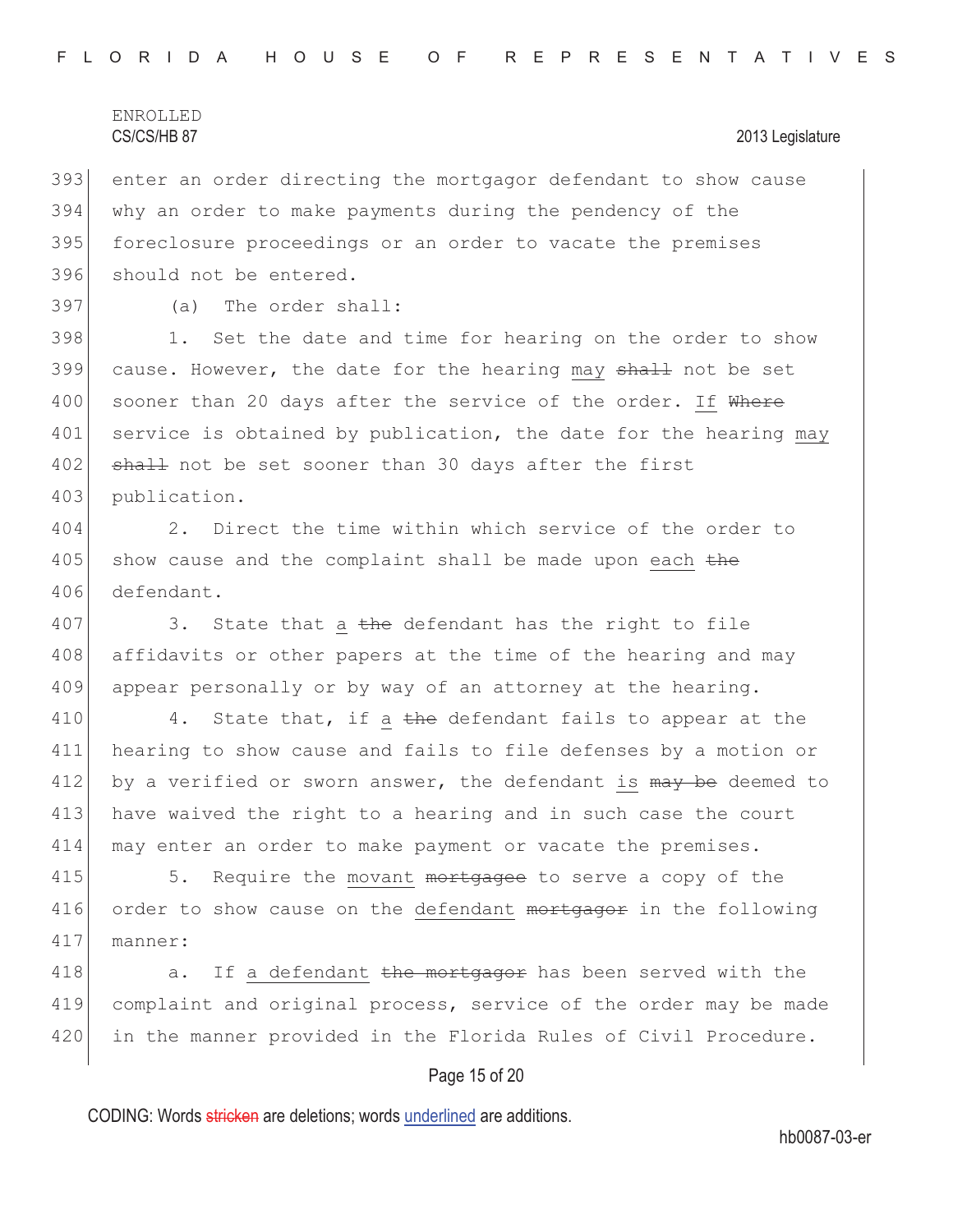enter an order directing the mortgagor defendant to show cause why an order to make payments during the pendency of the foreclosure proceedings or an order to vacate the premises should not be entered.

(a) The order shall:

1. Set the date and time for hearing on the order to show cause. However, the date for the hearing <u>may</u> ~~shall~~ not be set sooner than 20 days after the service of the order. <u>If</u> ~~Where~~ service is obtained by publication, the date for the hearing <u>may</u> ~~shall~~ not be set sooner than 30 days after the first publication.

2. Direct the time within which service of the order to show cause and the complaint shall be made upon <u>each</u> ~~the~~ defendant.

3. State that <u>a</u> ~~the~~ defendant has the right to file affidavits or other papers at the time of the hearing and may appear personally or by way of an attorney at the hearing.

4. State that, if <u>a</u> ~~the~~ defendant fails to appear at the hearing to show cause and fails to file defenses by a motion or by a verified or sworn answer, the defendant <u>is</u> ~~may be~~ deemed to have waived the right to a hearing and in such case the court may enter an order to make payment or vacate the premises.

5. Require the <u>movant</u> ~~mortgagee~~ to serve a copy of the order to show cause on the <u>defendant</u> ~~mortgagor~~ in the following manner:

a. If <u>a defendant</u> ~~the mortgagor~~ has been served with the complaint and original process, service of the order may be made in the manner provided in the Florida Rules of Civil Procedure.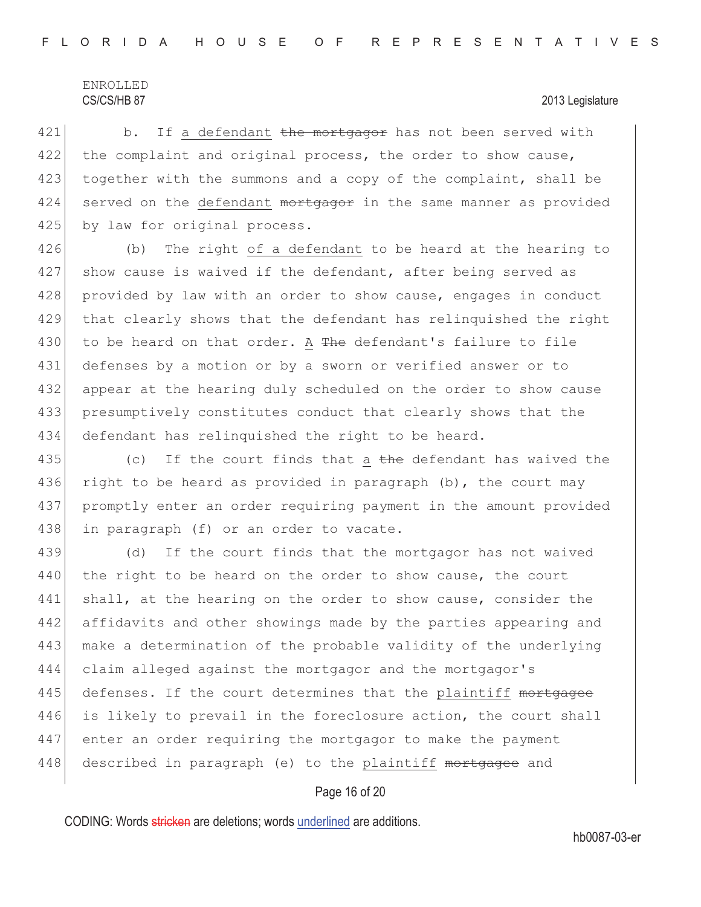b. If a defendant ~~the mortgagor~~ has not been served with the complaint and original process, the order to show cause, together with the summons and a copy of the complaint, shall be served on the defendant ~~mortgagor~~ in the same manner as provided by law for original process.

(b) The right of a defendant to be heard at the hearing to show cause is waived if the defendant, after being served as provided by law with an order to show cause, engages in conduct that clearly shows that the defendant has relinquished the right to be heard on that order. A ~~The~~ defendant's failure to file defenses by a motion or by a sworn or verified answer or to appear at the hearing duly scheduled on the order to show cause presumptively constitutes conduct that clearly shows that the defendant has relinquished the right to be heard.

(c) If the court finds that a ~~the~~ defendant has waived the right to be heard as provided in paragraph (b), the court may promptly enter an order requiring payment in the amount provided in paragraph (f) or an order to vacate.

(d) If the court finds that the mortgagor has not waived the right to be heard on the order to show cause, the court shall, at the hearing on the order to show cause, consider the affidavits and other showings made by the parties appearing and make a determination of the probable validity of the underlying claim alleged against the mortgagor and the mortgagor's defenses. If the court determines that the plaintiff ~~mortgagee~~ is likely to prevail in the foreclosure action, the court shall enter an order requiring the mortgagor to make the payment described in paragraph (e) to the plaintiff ~~mortgagee~~ and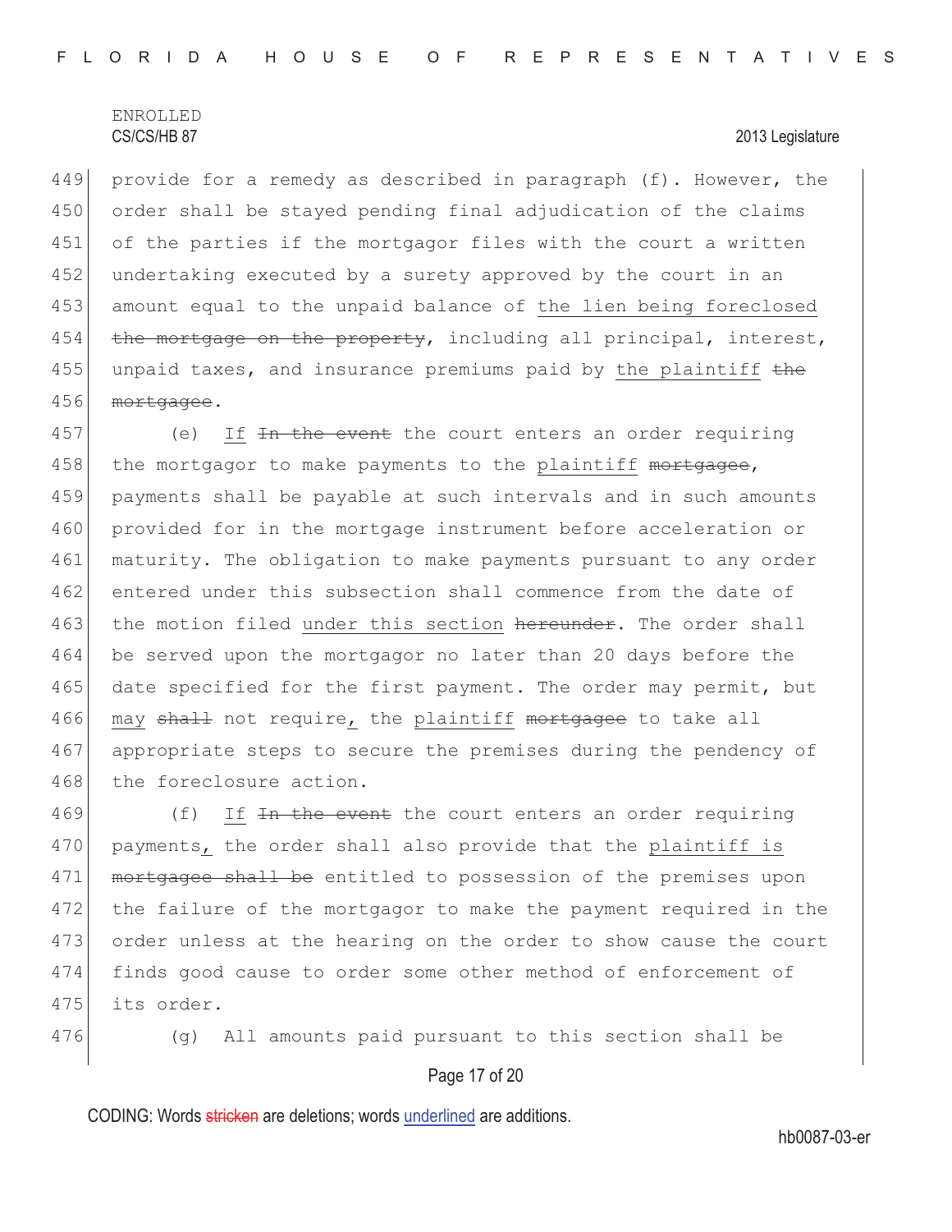provide for a remedy as described in paragraph (f). However, the order shall be stayed pending final adjudication of the claims of the parties if the mortgagor files with the court a written undertaking executed by a surety approved by the court in an amount equal to the unpaid balance of <u>the lien being foreclosed</u> ~~the mortgage on the property~~, including all principal, interest, unpaid taxes, and insurance premiums paid by <u>the plaintiff</u> ~~the mortgagee~~.

(e) <u>If</u> ~~In the event~~ the court enters an order requiring the mortgagor to make payments to the <u>plaintiff</u> ~~mortgagee~~, payments shall be payable at such intervals and in such amounts provided for in the mortgage instrument before acceleration or maturity. The obligation to make payments pursuant to any order entered under this subsection shall commence from the date of the motion filed <u>under this section</u> ~~hereunder~~. The order shall be served upon the mortgagor no later than 20 days before the date specified for the first payment. The order may permit, but <u>may</u> ~~shall~~ not require<u>,</u> the <u>plaintiff</u> ~~mortgagee~~ to take all appropriate steps to secure the premises during the pendency of the foreclosure action.

(f) <u>If</u> ~~In the event~~ the court enters an order requiring payments<u>,</u> the order shall also provide that the <u>plaintiff is</u> ~~mortgagee shall be~~ entitled to possession of the premises upon the failure of the mortgagor to make the payment required in the order unless at the hearing on the order to show cause the court finds good cause to order some other method of enforcement of its order.

(g) All amounts paid pursuant to this section shall be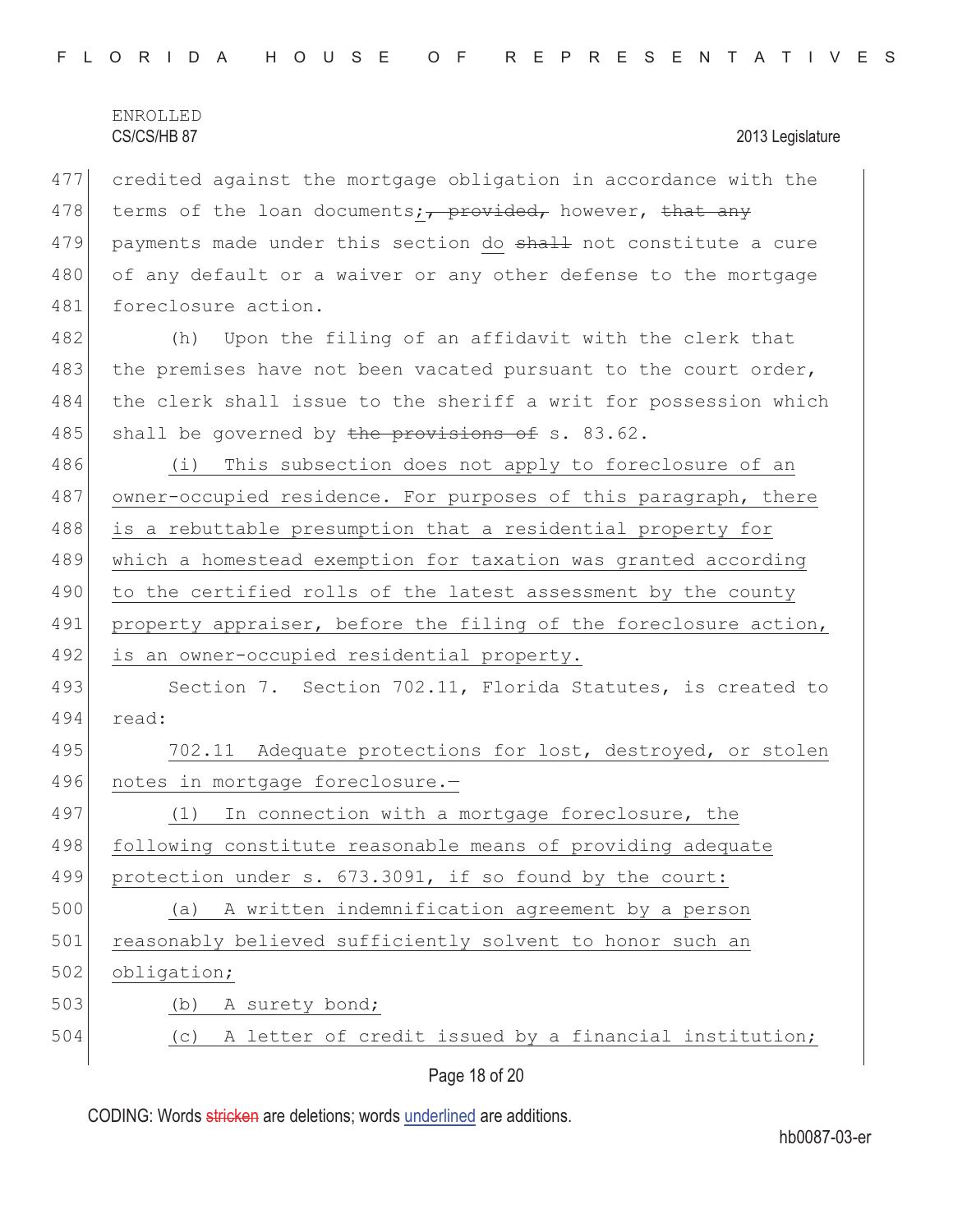credited against the mortgage obligation in accordance with the terms of the loan documents; ~~, provided,~~ however, ~~that any~~ payments made under this section do ~~shall~~ not constitute a cure of any default or a waiver or any other defense to the mortgage foreclosure action.

(h) Upon the filing of an affidavit with the clerk that the premises have not been vacated pursuant to the court order, the clerk shall issue to the sheriff a writ for possession which shall be governed by ~~the provisions of~~ s. 83.62.

(i) This subsection does not apply to foreclosure of an owner-occupied residence. For purposes of this paragraph, there is a rebuttable presumption that a residential property for which a homestead exemption for taxation was granted according to the certified rolls of the latest assessment by the county property appraiser, before the filing of the foreclosure action, is an owner-occupied residential property.

Section 7. Section 702.11, Florida Statutes, is created to read:

702.11 Adequate protections for lost, destroyed, or stolen notes in mortgage foreclosure.—

(1) In connection with a mortgage foreclosure, the following constitute reasonable means of providing adequate protection under s. 673.3091, if so found by the court:

(a) A written indemnification agreement by a person reasonably believed sufficiently solvent to honor such an obligation;

(b) A surety bond;

(c) A letter of credit issued by a financial institution;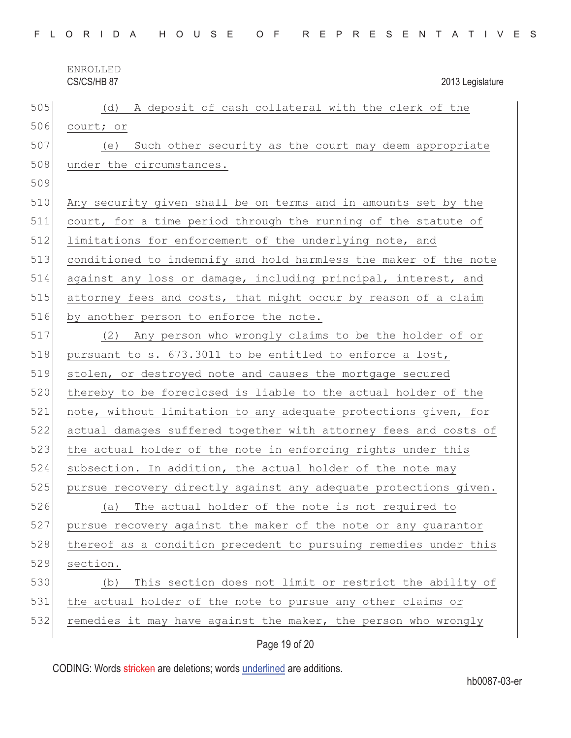(d) A deposit of cash collateral with the clerk of the court; or

(e) Such other security as the court may deem appropriate under the circumstances.

Any security given shall be on terms and in amounts set by the court, for a time period through the running of the statute of limitations for enforcement of the underlying note, and conditioned to indemnify and hold harmless the maker of the note against any loss or damage, including principal, interest, and attorney fees and costs, that might occur by reason of a claim by another person to enforce the note.

(2) Any person who wrongly claims to be the holder of or pursuant to s. 673.3011 to be entitled to enforce a lost, stolen, or destroyed note and causes the mortgage secured thereby to be foreclosed is liable to the actual holder of the note, without limitation to any adequate protections given, for actual damages suffered together with attorney fees and costs of the actual holder of the note in enforcing rights under this subsection. In addition, the actual holder of the note may pursue recovery directly against any adequate protections given.

(a) The actual holder of the note is not required to pursue recovery against the maker of the note or any guarantor thereof as a condition precedent to pursuing remedies under this section.

(b) This section does not limit or restrict the ability of the actual holder of the note to pursue any other claims or remedies it may have against the maker, the person who wrongly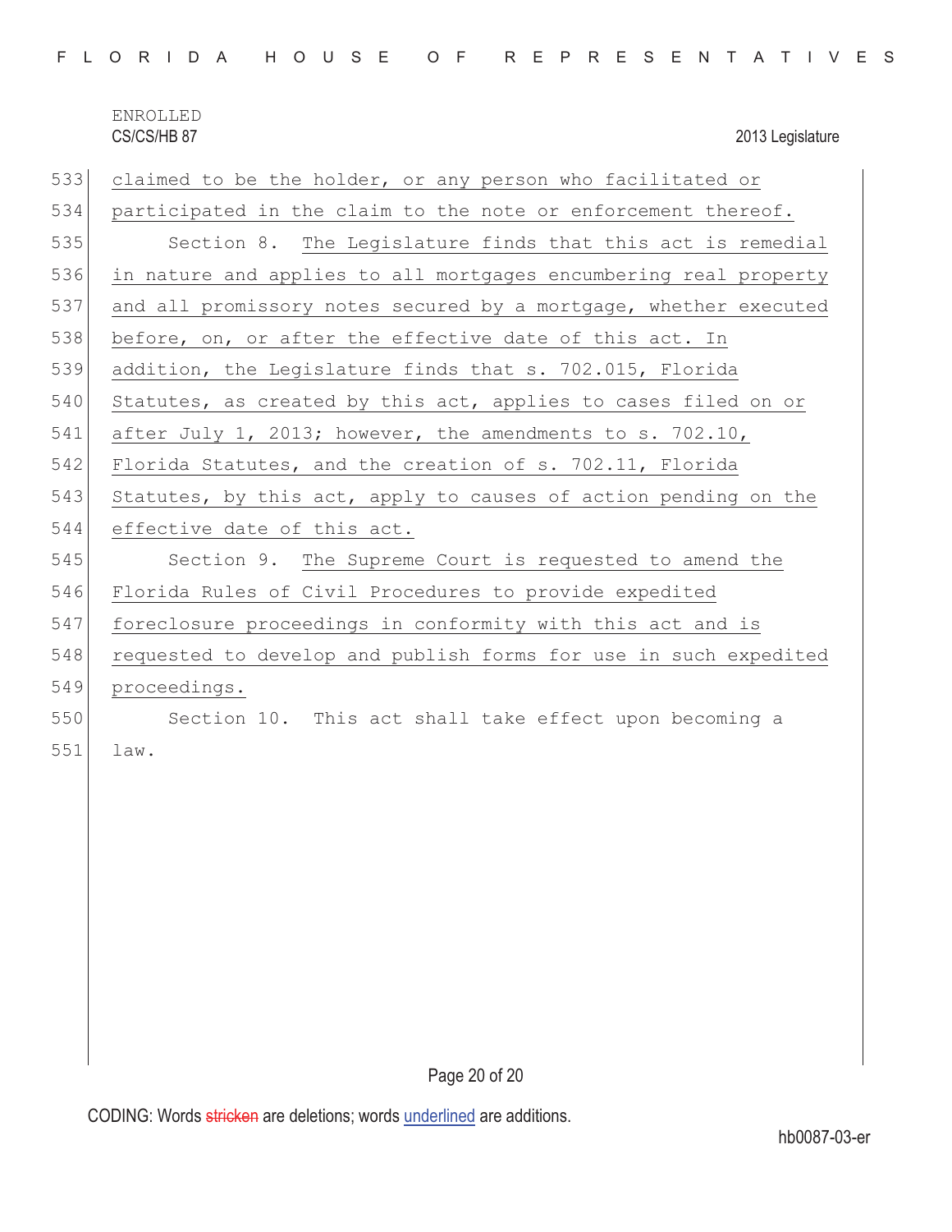claimed to be the holder, or any person who facilitated or participated in the claim to the note or enforcement thereof.

Section 8. The Legislature finds that this act is remedial in nature and applies to all mortgages encumbering real property and all promissory notes secured by a mortgage, whether executed before, on, or after the effective date of this act. In addition, the Legislature finds that s. 702.015, Florida Statutes, as created by this act, applies to cases filed on or after July 1, 2013; however, the amendments to s. 702.10, Florida Statutes, and the creation of s. 702.11, Florida Statutes, by this act, apply to causes of action pending on the effective date of this act.

Section 9. The Supreme Court is requested to amend the Florida Rules of Civil Procedures to provide expedited foreclosure proceedings in conformity with this act and is requested to develop and publish forms for use in such expedited proceedings.

Section 10. This act shall take effect upon becoming a law.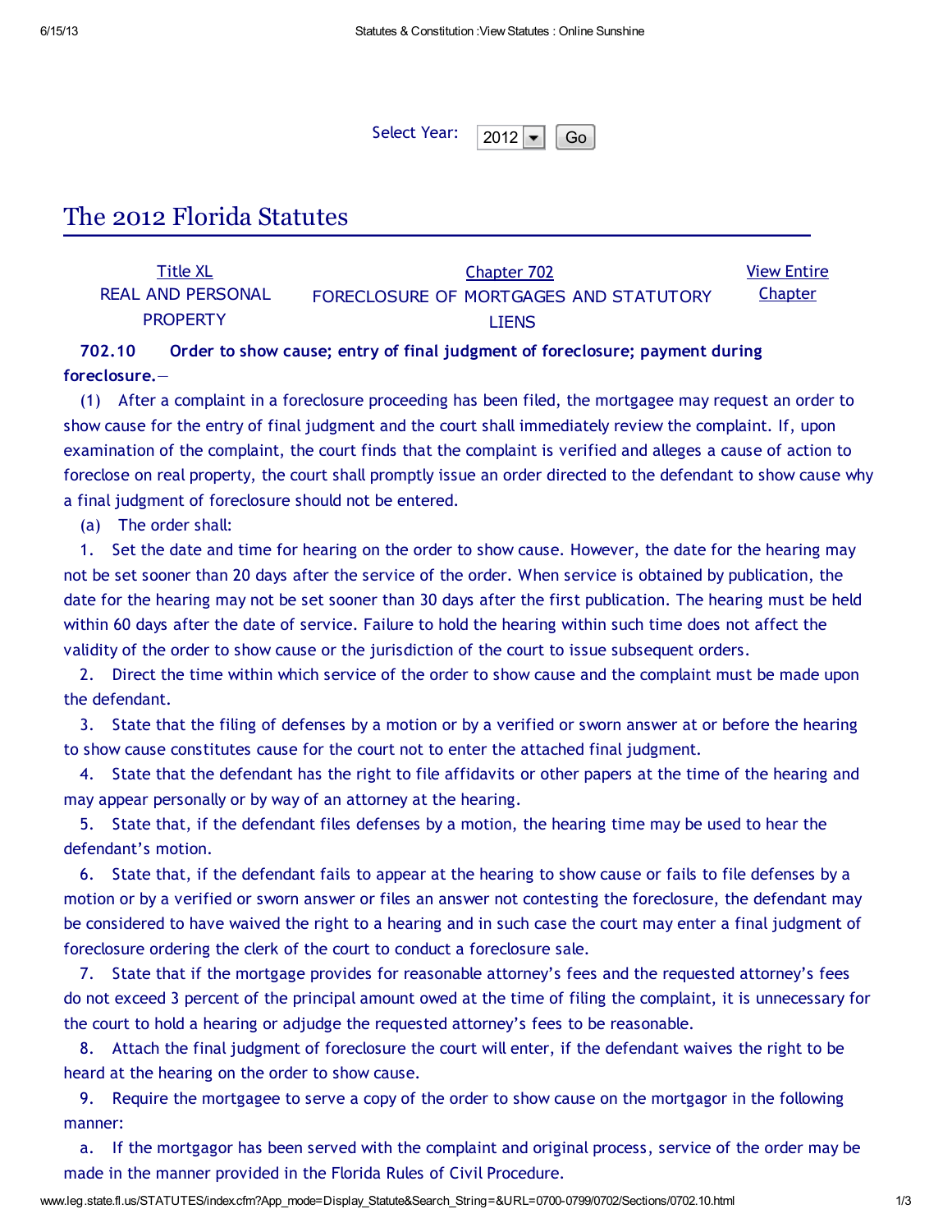Select Year: 2012 Go

# The 2012 Florida Statutes

| Title XL REAL AND PERSONAL PROPERTY | Chapter 702 FORECLOSURE OF MORTGAGES AND STATUTORY LIENS | View Entire Chapter |
|---|---|---|

**702.10 Order to show cause; entry of final judgment of foreclosure; payment during foreclosure.—**

(1) After a complaint in a foreclosure proceeding has been filed, the mortgagee may request an order to show cause for the entry of final judgment and the court shall immediately review the complaint. If, upon examination of the complaint, the court finds that the complaint is verified and alleges a cause of action to foreclose on real property, the court shall promptly issue an order directed to the defendant to show cause why a final judgment of foreclosure should not be entered.

(a) The order shall:

1. Set the date and time for hearing on the order to show cause. However, the date for the hearing may not be set sooner than 20 days after the service of the order. When service is obtained by publication, the date for the hearing may not be set sooner than 30 days after the first publication. The hearing must be held within 60 days after the date of service. Failure to hold the hearing within such time does not affect the validity of the order to show cause or the jurisdiction of the court to issue subsequent orders.

2. Direct the time within which service of the order to show cause and the complaint must be made upon the defendant.

3. State that the filing of defenses by a motion or by a verified or sworn answer at or before the hearing to show cause constitutes cause for the court not to enter the attached final judgment.

4. State that the defendant has the right to file affidavits or other papers at the time of the hearing and may appear personally or by way of an attorney at the hearing.

5. State that, if the defendant files defenses by a motion, the hearing time may be used to hear the defendant's motion.

6. State that, if the defendant fails to appear at the hearing to show cause or fails to file defenses by a motion or by a verified or sworn answer or files an answer not contesting the foreclosure, the defendant may be considered to have waived the right to a hearing and in such case the court may enter a final judgment of foreclosure ordering the clerk of the court to conduct a foreclosure sale.

7. State that if the mortgage provides for reasonable attorney's fees and the requested attorney's fees do not exceed 3 percent of the principal amount owed at the time of filing the complaint, it is unnecessary for the court to hold a hearing or adjudge the requested attorney's fees to be reasonable.

8. Attach the final judgment of foreclosure the court will enter, if the defendant waives the right to be heard at the hearing on the order to show cause.

9. Require the mortgagee to serve a copy of the order to show cause on the mortgagor in the following manner:

a. If the mortgagor has been served with the complaint and original process, service of the order may be made in the manner provided in the Florida Rules of Civil Procedure.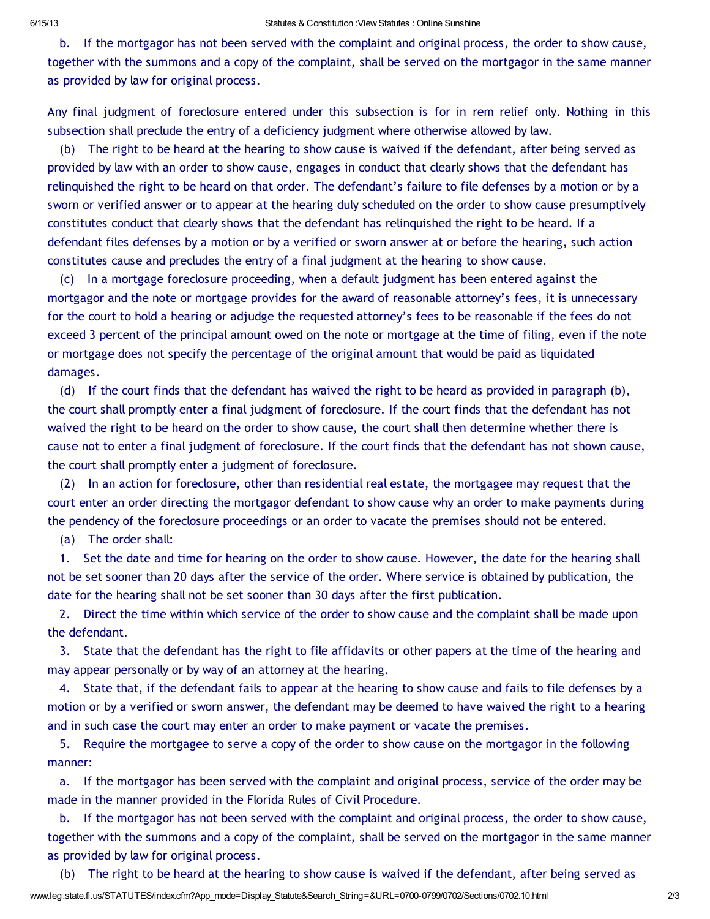b. If the mortgagor has not been served with the complaint and original process, the order to show cause, together with the summons and a copy of the complaint, shall be served on the mortgagor in the same manner as provided by law for original process.

Any final judgment of foreclosure entered under this subsection is for in rem relief only. Nothing in this subsection shall preclude the entry of a deficiency judgment where otherwise allowed by law.

(b) The right to be heard at the hearing to show cause is waived if the defendant, after being served as provided by law with an order to show cause, engages in conduct that clearly shows that the defendant has relinquished the right to be heard on that order. The defendant's failure to file defenses by a motion or by a sworn or verified answer or to appear at the hearing duly scheduled on the order to show cause presumptively constitutes conduct that clearly shows that the defendant has relinquished the right to be heard. If a defendant files defenses by a motion or by a verified or sworn answer at or before the hearing, such action constitutes cause and precludes the entry of a final judgment at the hearing to show cause.

(c) In a mortgage foreclosure proceeding, when a default judgment has been entered against the mortgagor and the note or mortgage provides for the award of reasonable attorney's fees, it is unnecessary for the court to hold a hearing or adjudge the requested attorney's fees to be reasonable if the fees do not exceed 3 percent of the principal amount owed on the note or mortgage at the time of filing, even if the note or mortgage does not specify the percentage of the original amount that would be paid as liquidated damages.

(d) If the court finds that the defendant has waived the right to be heard as provided in paragraph (b), the court shall promptly enter a final judgment of foreclosure. If the court finds that the defendant has not waived the right to be heard on the order to show cause, the court shall then determine whether there is cause not to enter a final judgment of foreclosure. If the court finds that the defendant has not shown cause, the court shall promptly enter a judgment of foreclosure.

(2) In an action for foreclosure, other than residential real estate, the mortgagee may request that the court enter an order directing the mortgagor defendant to show cause why an order to make payments during the pendency of the foreclosure proceedings or an order to vacate the premises should not be entered.

(a) The order shall:

1. Set the date and time for hearing on the order to show cause. However, the date for the hearing shall not be set sooner than 20 days after the service of the order. Where service is obtained by publication, the date for the hearing shall not be set sooner than 30 days after the first publication.

2. Direct the time within which service of the order to show cause and the complaint shall be made upon the defendant.

3. State that the defendant has the right to file affidavits or other papers at the time of the hearing and may appear personally or by way of an attorney at the hearing.

4. State that, if the defendant fails to appear at the hearing to show cause and fails to file defenses by a motion or by a verified or sworn answer, the defendant may be deemed to have waived the right to a hearing and in such case the court may enter an order to make payment or vacate the premises.

5. Require the mortgagee to serve a copy of the order to show cause on the mortgagor in the following manner:

a. If the mortgagor has been served with the complaint and original process, service of the order may be made in the manner provided in the Florida Rules of Civil Procedure.

b. If the mortgagor has not been served with the complaint and original process, the order to show cause, together with the summons and a copy of the complaint, shall be served on the mortgagor in the same manner as provided by law for original process.

(b) The right to be heard at the hearing to show cause is waived if the defendant, after being served as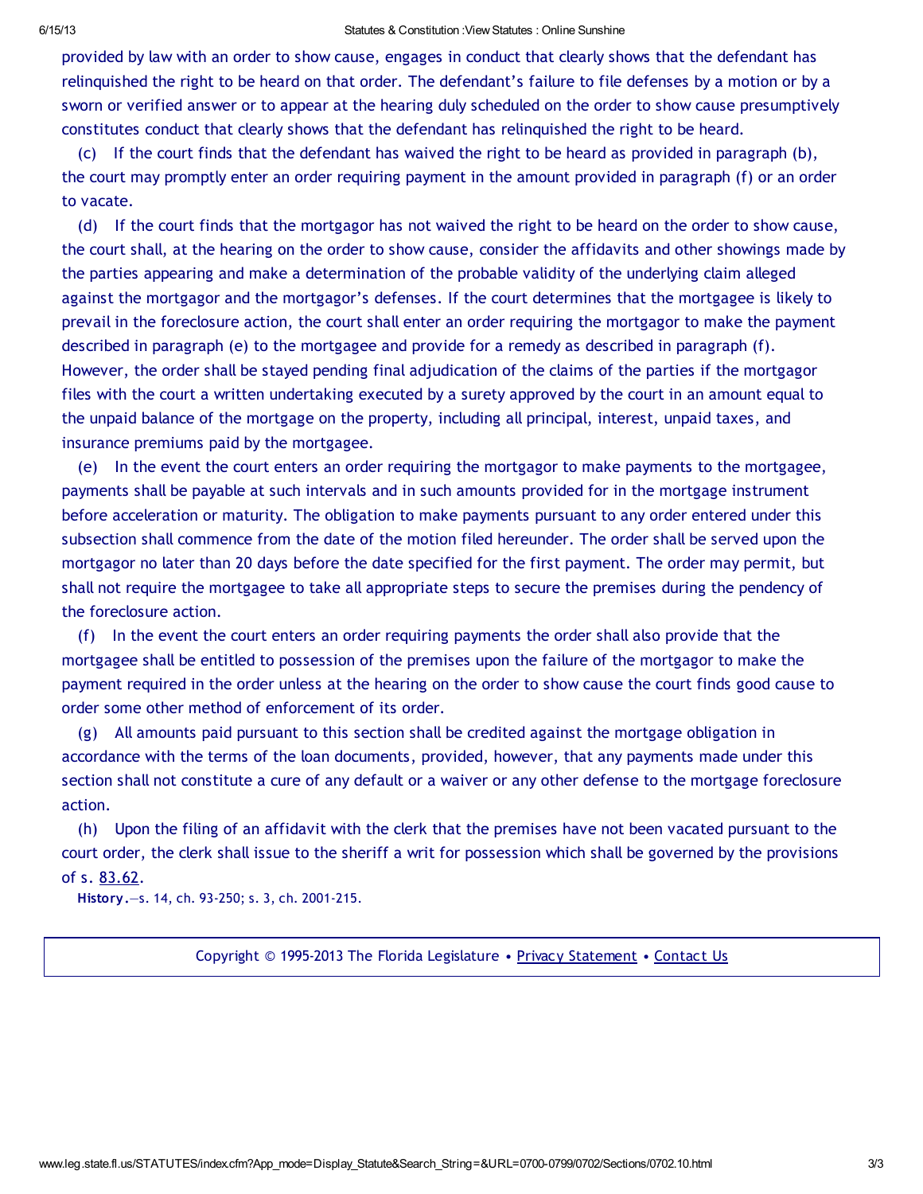provided by law with an order to show cause, engages in conduct that clearly shows that the defendant has relinquished the right to be heard on that order. The defendant's failure to file defenses by a motion or by a sworn or verified answer or to appear at the hearing duly scheduled on the order to show cause presumptively constitutes conduct that clearly shows that the defendant has relinquished the right to be heard.

(c) If the court finds that the defendant has waived the right to be heard as provided in paragraph (b), the court may promptly enter an order requiring payment in the amount provided in paragraph (f) or an order to vacate.

(d) If the court finds that the mortgagor has not waived the right to be heard on the order to show cause, the court shall, at the hearing on the order to show cause, consider the affidavits and other showings made by the parties appearing and make a determination of the probable validity of the underlying claim alleged against the mortgagor and the mortgagor's defenses. If the court determines that the mortgagee is likely to prevail in the foreclosure action, the court shall enter an order requiring the mortgagor to make the payment described in paragraph (e) to the mortgagee and provide for a remedy as described in paragraph (f). However, the order shall be stayed pending final adjudication of the claims of the parties if the mortgagor files with the court a written undertaking executed by a surety approved by the court in an amount equal to the unpaid balance of the mortgage on the property, including all principal, interest, unpaid taxes, and insurance premiums paid by the mortgagee.

(e) In the event the court enters an order requiring the mortgagor to make payments to the mortgagee, payments shall be payable at such intervals and in such amounts provided for in the mortgage instrument before acceleration or maturity. The obligation to make payments pursuant to any order entered under this subsection shall commence from the date of the motion filed hereunder. The order shall be served upon the mortgagor no later than 20 days before the date specified for the first payment. The order may permit, but shall not require the mortgagee to take all appropriate steps to secure the premises during the pendency of the foreclosure action.

(f) In the event the court enters an order requiring payments the order shall also provide that the mortgagee shall be entitled to possession of the premises upon the failure of the mortgagor to make the payment required in the order unless at the hearing on the order to show cause the court finds good cause to order some other method of enforcement of its order.

(g) All amounts paid pursuant to this section shall be credited against the mortgage obligation in accordance with the terms of the loan documents, provided, however, that any payments made under this section shall not constitute a cure of any default or a waiver or any other defense to the mortgage foreclosure action.

(h) Upon the filing of an affidavit with the clerk that the premises have not been vacated pursuant to the court order, the clerk shall issue to the sheriff a writ for possession which shall be governed by the provisions of s. 83.62.

**History.**—s. 14, ch. 93-250; s. 3, ch. 2001-215.

Copyright © 1995-2013 The Florida Legislature • Privacy Statement • Contact Us